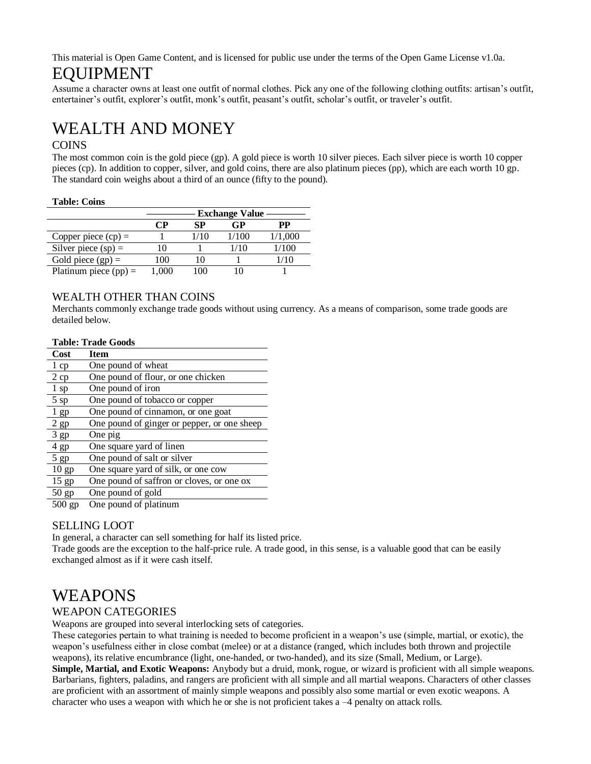This material is Open Game Content, and is licensed for public use under the terms of the Open Game License v1.0a.

# EQUIPMENT

Assume a character owns at least one outfit of normal clothes. Pick any one of the following clothing outfits: artisan's outfit, entertainer's outfit, explorer's outfit, monk's outfit, peasant's outfit, scholar's outfit, or traveler's outfit.

# WEALTH AND MONEY

## COINS

The most common coin is the gold piece (gp). A gold piece is worth 10 silver pieces. Each silver piece is worth 10 copper pieces (cp). In addition to copper, silver, and gold coins, there are also platinum pieces (pp), which are each worth 10 gp. The standard coin weighs about a third of an ounce (fifty to the pound).

**Table: Coins**

| | Exchange Value | | | |
|---|---|---|---|---|
| | **CP** | **SP** | **GP** | **PP** |
| Copper piece (cp) = | 1 | 1/10 | 1/100 | 1/1,000 |
| Silver piece (sp) = | 10 | 1 | 1/10 | 1/100 |
| Gold piece (gp) = | 100 | 10 | 1 | 1/10 |
| Platinum piece (pp) = | 1,000 | 100 | 10 | 1 |

## WEALTH OTHER THAN COINS

Merchants commonly exchange trade goods without using currency. As a means of comparison, some trade goods are detailed below.

**Table: Trade Goods**

| Cost | Item |
|---|---|
| 1 cp | One pound of wheat |
| 2 cp | One pound of flour, or one chicken |
| 1 sp | One pound of iron |
| 5 sp | One pound of tobacco or copper |
| 1 gp | One pound of cinnamon, or one goat |
| 2 gp | One pound of ginger or pepper, or one sheep |
| 3 gp | One pig |
| 4 gp | One square yard of linen |
| 5 gp | One pound of salt or silver |
| 10 gp | One square yard of silk, or one cow |
| 15 gp | One pound of saffron or cloves, or one ox |
| 50 gp | One pound of gold |
| 500 gp | One pound of platinum |

## SELLING LOOT

In general, a character can sell something for half its listed price.

Trade goods are the exception to the half-price rule. A trade good, in this sense, is a valuable good that can be easily exchanged almost as if it were cash itself.

# WEAPONS

## WEAPON CATEGORIES

Weapons are grouped into several interlocking sets of categories.

These categories pertain to what training is needed to become proficient in a weapon's use (simple, martial, or exotic), the weapon's usefulness either in close combat (melee) or at a distance (ranged, which includes both thrown and projectile weapons), its relative encumbrance (light, one-handed, or two-handed), and its size (Small, Medium, or Large).

**Simple, Martial, and Exotic Weapons:** Anybody but a druid, monk, rogue, or wizard is proficient with all simple weapons. Barbarians, fighters, paladins, and rangers are proficient with all simple and all martial weapons. Characters of other classes are proficient with an assortment of mainly simple weapons and possibly also some martial or even exotic weapons. A character who uses a weapon with which he or she is not proficient takes a –4 penalty on attack rolls.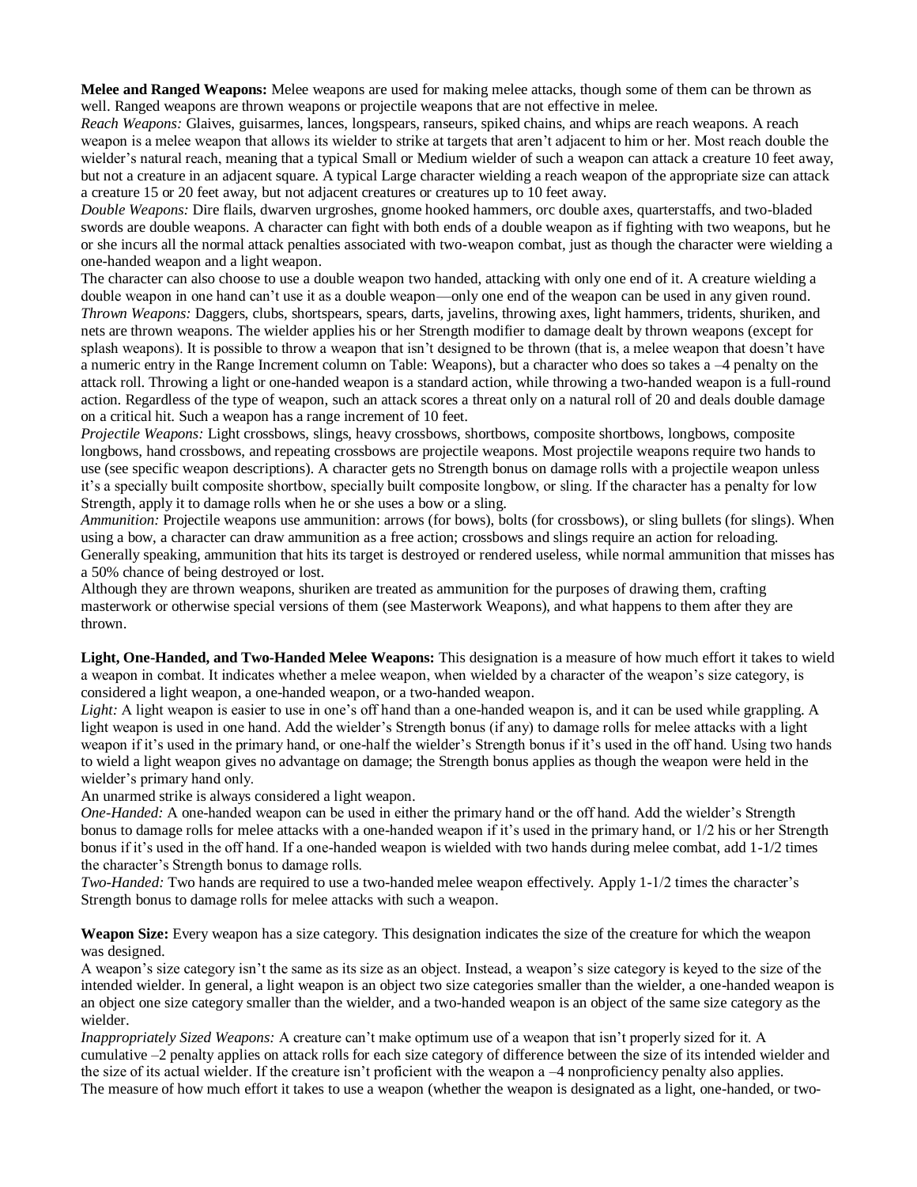**Melee and Ranged Weapons:** Melee weapons are used for making melee attacks, though some of them can be thrown as well. Ranged weapons are thrown weapons or projectile weapons that are not effective in melee.

*Reach Weapons:* Glaives, guisarmes, lances, longspears, ranseurs, spiked chains, and whips are reach weapons. A reach weapon is a melee weapon that allows its wielder to strike at targets that aren't adjacent to him or her. Most reach double the wielder's natural reach, meaning that a typical Small or Medium wielder of such a weapon can attack a creature 10 feet away, but not a creature in an adjacent square. A typical Large character wielding a reach weapon of the appropriate size can attack a creature 15 or 20 feet away, but not adjacent creatures or creatures up to 10 feet away.

*Double Weapons:* Dire flails, dwarven urgroshes, gnome hooked hammers, orc double axes, quarterstaffs, and two-bladed swords are double weapons. A character can fight with both ends of a double weapon as if fighting with two weapons, but he or she incurs all the normal attack penalties associated with two-weapon combat, just as though the character were wielding a one-handed weapon and a light weapon.

The character can also choose to use a double weapon two handed, attacking with only one end of it. A creature wielding a double weapon in one hand can't use it as a double weapon—only one end of the weapon can be used in any given round.

*Thrown Weapons:* Daggers, clubs, shortspears, spears, darts, javelins, throwing axes, light hammers, tridents, shuriken, and nets are thrown weapons. The wielder applies his or her Strength modifier to damage dealt by thrown weapons (except for splash weapons). It is possible to throw a weapon that isn't designed to be thrown (that is, a melee weapon that doesn't have a numeric entry in the Range Increment column on Table: Weapons), but a character who does so takes a –4 penalty on the attack roll. Throwing a light or one-handed weapon is a standard action, while throwing a two-handed weapon is a full-round action. Regardless of the type of weapon, such an attack scores a threat only on a natural roll of 20 and deals double damage on a critical hit. Such a weapon has a range increment of 10 feet.

*Projectile Weapons:* Light crossbows, slings, heavy crossbows, shortbows, composite shortbows, longbows, composite longbows, hand crossbows, and repeating crossbows are projectile weapons. Most projectile weapons require two hands to use (see specific weapon descriptions). A character gets no Strength bonus on damage rolls with a projectile weapon unless it's a specially built composite shortbow, specially built composite longbow, or sling. If the character has a penalty for low Strength, apply it to damage rolls when he or she uses a bow or a sling.

*Ammunition:* Projectile weapons use ammunition: arrows (for bows), bolts (for crossbows), or sling bullets (for slings). When using a bow, a character can draw ammunition as a free action; crossbows and slings require an action for reloading. Generally speaking, ammunition that hits its target is destroyed or rendered useless, while normal ammunition that misses has a 50% chance of being destroyed or lost.

Although they are thrown weapons, shuriken are treated as ammunition for the purposes of drawing them, crafting masterwork or otherwise special versions of them (see Masterwork Weapons), and what happens to them after they are thrown.

**Light, One-Handed, and Two-Handed Melee Weapons:** This designation is a measure of how much effort it takes to wield a weapon in combat. It indicates whether a melee weapon, when wielded by a character of the weapon's size category, is considered a light weapon, a one-handed weapon, or a two-handed weapon.

*Light:* A light weapon is easier to use in one's off hand than a one-handed weapon is, and it can be used while grappling. A light weapon is used in one hand. Add the wielder's Strength bonus (if any) to damage rolls for melee attacks with a light weapon if it's used in the primary hand, or one-half the wielder's Strength bonus if it's used in the off hand. Using two hands to wield a light weapon gives no advantage on damage; the Strength bonus applies as though the weapon were held in the wielder's primary hand only.

An unarmed strike is always considered a light weapon.

*One-Handed:* A one-handed weapon can be used in either the primary hand or the off hand. Add the wielder's Strength bonus to damage rolls for melee attacks with a one-handed weapon if it's used in the primary hand, or 1/2 his or her Strength bonus if it's used in the off hand. If a one-handed weapon is wielded with two hands during melee combat, add 1-1/2 times the character's Strength bonus to damage rolls.

*Two-Handed:* Two hands are required to use a two-handed melee weapon effectively. Apply 1-1/2 times the character's Strength bonus to damage rolls for melee attacks with such a weapon.

**Weapon Size:** Every weapon has a size category. This designation indicates the size of the creature for which the weapon was designed.

A weapon's size category isn't the same as its size as an object. Instead, a weapon's size category is keyed to the size of the intended wielder. In general, a light weapon is an object two size categories smaller than the wielder, a one-handed weapon is an object one size category smaller than the wielder, and a two-handed weapon is an object of the same size category as the wielder.

*Inappropriately Sized Weapons:* A creature can't make optimum use of a weapon that isn't properly sized for it. A cumulative –2 penalty applies on attack rolls for each size category of difference between the size of its intended wielder and the size of its actual wielder. If the creature isn't proficient with the weapon a –4 nonproficiency penalty also applies.

The measure of how much effort it takes to use a weapon (whether the weapon is designated as a light, one-handed, or two-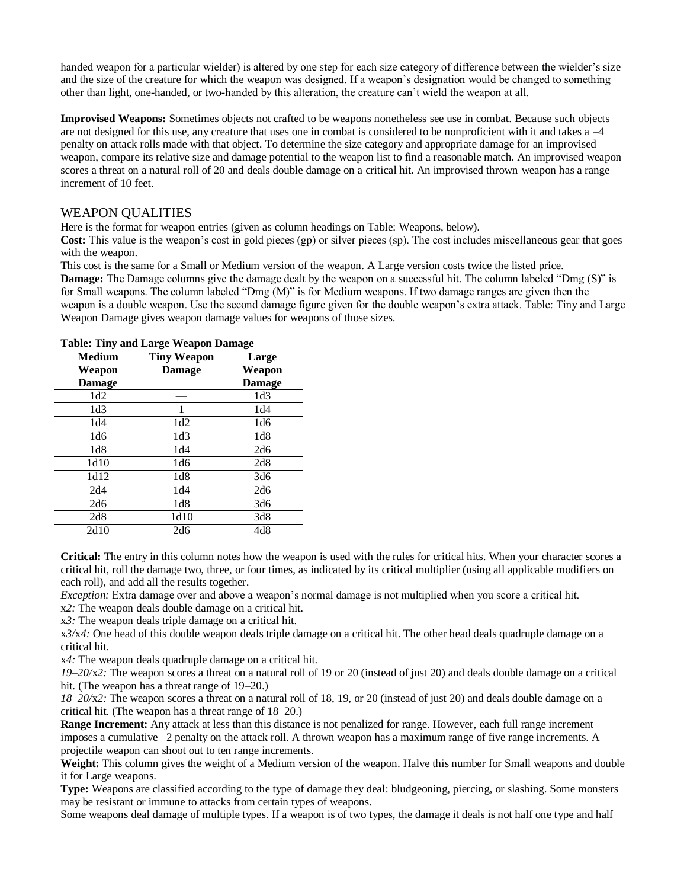handed weapon for a particular wielder) is altered by one step for each size category of difference between the wielder's size and the size of the creature for which the weapon was designed. If a weapon's designation would be changed to something other than light, one-handed, or two-handed by this alteration, the creature can't wield the weapon at all.

**Improvised Weapons:** Sometimes objects not crafted to be weapons nonetheless see use in combat. Because such objects are not designed for this use, any creature that uses one in combat is considered to be nonproficient with it and takes a –4 penalty on attack rolls made with that object. To determine the size category and appropriate damage for an improvised weapon, compare its relative size and damage potential to the weapon list to find a reasonable match. An improvised weapon scores a threat on a natural roll of 20 and deals double damage on a critical hit. An improvised thrown weapon has a range increment of 10 feet.

## WEAPON QUALITIES

Here is the format for weapon entries (given as column headings on Table: Weapons, below).

**Cost:** This value is the weapon's cost in gold pieces (gp) or silver pieces (sp). The cost includes miscellaneous gear that goes with the weapon.

This cost is the same for a Small or Medium version of the weapon. A Large version costs twice the listed price.

**Damage:** The Damage columns give the damage dealt by the weapon on a successful hit. The column labeled "Dmg (S)" is for Small weapons. The column labeled "Dmg (M)" is for Medium weapons. If two damage ranges are given then the weapon is a double weapon. Use the second damage figure given for the double weapon's extra attack. Table: Tiny and Large Weapon Damage gives weapon damage values for weapons of those sizes.

**Table: Tiny and Large Weapon Damage**

| Medium Weapon Damage | Tiny Weapon Damage | Large Weapon Damage |
|---|---|---|
| 1d2 | — | 1d3 |
| 1d3 | 1 | 1d4 |
| 1d4 | 1d2 | 1d6 |
| 1d6 | 1d3 | 1d8 |
| 1d8 | 1d4 | 2d6 |
| 1d10 | 1d6 | 2d8 |
| 1d12 | 1d8 | 3d6 |
| 2d4 | 1d4 | 2d6 |
| 2d6 | 1d8 | 3d6 |
| 2d8 | 1d10 | 3d8 |
| 2d10 | 2d6 | 4d8 |

**Critical:** The entry in this column notes how the weapon is used with the rules for critical hits. When your character scores a critical hit, roll the damage two, three, or four times, as indicated by its critical multiplier (using all applicable modifiers on each roll), and add all the results together.

*Exception:* Extra damage over and above a weapon's normal damage is not multiplied when you score a critical hit.

x*2:* The weapon deals double damage on a critical hit.

x*3:* The weapon deals triple damage on a critical hit.

x*3*/x*4:* One head of this double weapon deals triple damage on a critical hit. The other head deals quadruple damage on a critical hit.

x*4:* The weapon deals quadruple damage on a critical hit.

*19–20/*x*2:* The weapon scores a threat on a natural roll of 19 or 20 (instead of just 20) and deals double damage on a critical hit. (The weapon has a threat range of 19–20.)

*18–20/*x*2:* The weapon scores a threat on a natural roll of 18, 19, or 20 (instead of just 20) and deals double damage on a critical hit. (The weapon has a threat range of 18–20.)

**Range Increment:** Any attack at less than this distance is not penalized for range. However, each full range increment imposes a cumulative –2 penalty on the attack roll. A thrown weapon has a maximum range of five range increments. A projectile weapon can shoot out to ten range increments.

**Weight:** This column gives the weight of a Medium version of the weapon. Halve this number for Small weapons and double it for Large weapons.

**Type:** Weapons are classified according to the type of damage they deal: bludgeoning, piercing, or slashing. Some monsters may be resistant or immune to attacks from certain types of weapons.

Some weapons deal damage of multiple types. If a weapon is of two types, the damage it deals is not half one type and half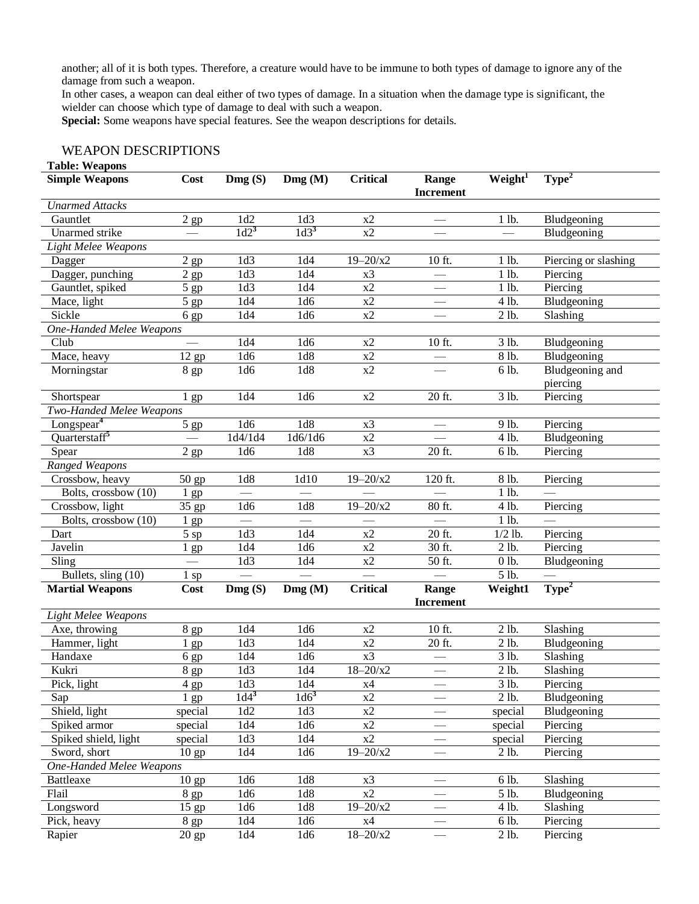another; all of it is both types. Therefore, a creature would have to be immune to both types of damage to ignore any of the damage from such a weapon.

In other cases, a weapon can deal either of two types of damage. In a situation when the damage type is significant, the wielder can choose which type of damage to deal with such a weapon.

**Special:** Some weapons have special features. See the weapon descriptions for details.

## WEAPON DESCRIPTIONS

**Table: Weapons**

| Simple Weapons | Cost | Dmg (S) | Dmg (M) | Critical | Range Increment | Weight[1] | Type[2] |
|---|---|---|---|---|---|---|---|
| *Unarmed Attacks* | | | | | | | |
| Gauntlet | 2 gp | 1d2 | 1d3 | x2 | — | 1 lb. | Bludgeoning |
| Unarmed strike | — | 1d2[3] | 1d3[3] | x2 | — | — | Bludgeoning |
| *Light Melee Weapons* | | | | | | | |
| Dagger | 2 gp | 1d3 | 1d4 | 19–20/x2 | 10 ft. | 1 lb. | Piercing or slashing |
| Dagger, punching | 2 gp | 1d3 | 1d4 | x3 | — | 1 lb. | Piercing |
| Gauntlet, spiked | 5 gp | 1d3 | 1d4 | x2 | — | 1 lb. | Piercing |
| Mace, light | 5 gp | 1d4 | 1d6 | x2 | — | 4 lb. | Bludgeoning |
| Sickle | 6 gp | 1d4 | 1d6 | x2 | — | 2 lb. | Slashing |
| *One-Handed Melee Weapons* | | | | | | | |
| Club | — | 1d4 | 1d6 | x2 | 10 ft. | 3 lb. | Bludgeoning |
| Mace, heavy | 12 gp | 1d6 | 1d8 | x2 | — | 8 lb. | Bludgeoning |
| Morningstar | 8 gp | 1d6 | 1d8 | x2 | — | 6 lb. | Bludgeoning and piercing |
| Shortspear | 1 gp | 1d4 | 1d6 | x2 | 20 ft. | 3 lb. | Piercing |
| *Two-Handed Melee Weapons* | | | | | | | |
| Longspear[4] | 5 gp | 1d6 | 1d8 | x3 | — | 9 lb. | Piercing |
| Quarterstaff[5] | — | 1d4/1d4 | 1d6/1d6 | x2 | — | 4 lb. | Bludgeoning |
| Spear | 2 gp | 1d6 | 1d8 | x3 | 20 ft. | 6 lb. | Piercing |
| *Ranged Weapons* | | | | | | | |
| Crossbow, heavy | 50 gp | 1d8 | 1d10 | 19–20/x2 | 120 ft. | 8 lb. | Piercing |
| Bolts, crossbow (10) | 1 gp | — | — | — | — | 1 lb. | — |
| Crossbow, light | 35 gp | 1d6 | 1d8 | 19–20/x2 | 80 ft. | 4 lb. | Piercing |
| Bolts, crossbow (10) | 1 gp | — | — | — | — | 1 lb. | — |
| Dart | 5 sp | 1d3 | 1d4 | x2 | 20 ft. | 1/2 lb. | Piercing |
| Javelin | 1 gp | 1d4 | 1d6 | x2 | 30 ft. | 2 lb. | Piercing |
| Sling | — | 1d3 | 1d4 | x2 | 50 ft. | 0 lb. | Bludgeoning |
| Bullets, sling (10) | 1 sp | — | — | — | — | 5 lb. | — |
| **Martial Weapons** | **Cost** | **Dmg (S)** | **Dmg (M)** | **Critical** | **Range Increment** | **Weight1** | **Type[2]** |
| *Light Melee Weapons* | | | | | | | |
| Axe, throwing | 8 gp | 1d4 | 1d6 | x2 | 10 ft. | 2 lb. | Slashing |
| Hammer, light | 1 gp | 1d3 | 1d4 | x2 | 20 ft. | 2 lb. | Bludgeoning |
| Handaxe | 6 gp | 1d4 | 1d6 | x3 | — | 3 lb. | Slashing |
| Kukri | 8 gp | 1d3 | 1d4 | 18–20/x2 | — | 2 lb. | Slashing |
| Pick, light | 4 gp | 1d3 | 1d4 | x4 | — | 3 lb. | Piercing |
| Sap | 1 gp | 1d4[3] | 1d6[3] | x2 | — | 2 lb. | Bludgeoning |
| Shield, light | special | 1d2 | 1d3 | x2 | — | special | Bludgeoning |
| Spiked armor | special | 1d4 | 1d6 | x2 | — | special | Piercing |
| Spiked shield, light | special | 1d3 | 1d4 | x2 | — | special | Piercing |
| Sword, short | 10 gp | 1d4 | 1d6 | 19–20/x2 | — | 2 lb. | Piercing |
| *One-Handed Melee Weapons* | | | | | | | |
| Battleaxe | 10 gp | 1d6 | 1d8 | x3 | — | 6 lb. | Slashing |
| Flail | 8 gp | 1d6 | 1d8 | x2 | — | 5 lb. | Bludgeoning |
| Longsword | 15 gp | 1d6 | 1d8 | 19–20/x2 | — | 4 lb. | Slashing |
| Pick, heavy | 8 gp | 1d4 | 1d6 | x4 | — | 6 lb. | Piercing |
| Rapier | 20 gp | 1d4 | 1d6 | 18–20/x2 | — | 2 lb. | Piercing |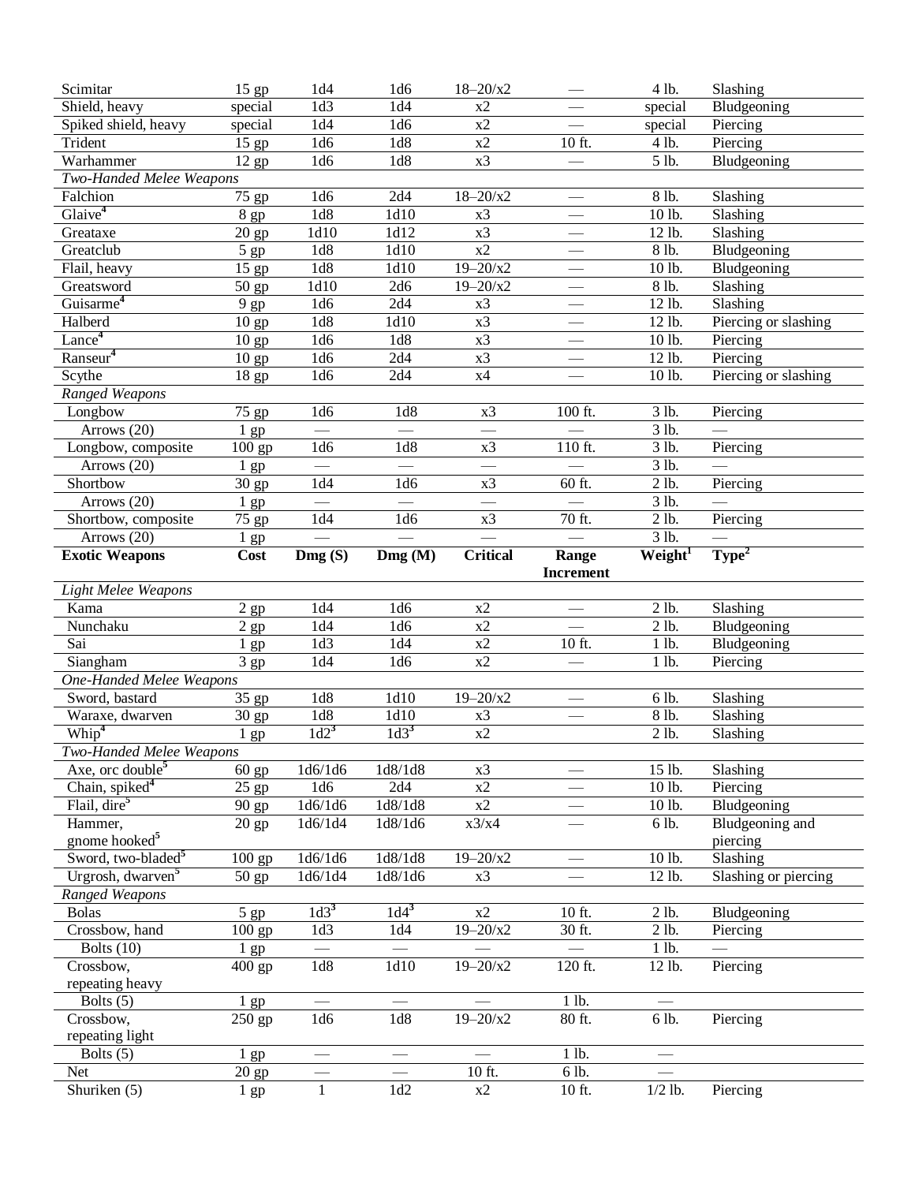| | | | | | | | |
|---|---|---|---|---|---|---|---|
| Scimitar | 15 gp | 1d4 | 1d6 | 18–20/x2 | — | 4 lb. | Slashing |
| Shield, heavy | special | 1d3 | 1d4 | x2 | — | special | Bludgeoning |
| Spiked shield, heavy | special | 1d4 | 1d6 | x2 | — | special | Piercing |
| Trident | 15 gp | 1d6 | 1d8 | x2 | 10 ft. | 4 lb. | Piercing |
| Warhammer | 12 gp | 1d6 | 1d8 | x3 | — | 5 lb. | Bludgeoning |
| *Two-Handed Melee Weapons* | | | | | | | |
| Falchion | 75 gp | 1d6 | 2d4 | 18–20/x2 | — | 8 lb. | Slashing |
| Glaive[4] | 8 gp | 1d8 | 1d10 | x3 | — | 10 lb. | Slashing |
| Greataxe | 20 gp | 1d10 | 1d12 | x3 | — | 12 lb. | Slashing |
| Greatclub | 5 gp | 1d8 | 1d10 | x2 | — | 8 lb. | Bludgeoning |
| Flail, heavy | 15 gp | 1d8 | 1d10 | 19–20/x2 | — | 10 lb. | Bludgeoning |
| Greatsword | 50 gp | 1d10 | 2d6 | 19–20/x2 | — | 8 lb. | Slashing |
| Guisarme[4] | 9 gp | 1d6 | 2d4 | x3 | — | 12 lb. | Slashing |
| Halberd | 10 gp | 1d8 | 1d10 | x3 | — | 12 lb. | Piercing or slashing |
| Lance[4] | 10 gp | 1d6 | 1d8 | x3 | — | 10 lb. | Piercing |
| Ranseur[4] | 10 gp | 1d6 | 2d4 | x3 | — | 12 lb. | Piercing |
| Scythe | 18 gp | 1d6 | 2d4 | x4 | — | 10 lb. | Piercing or slashing |
| *Ranged Weapons* | | | | | | | |
| Longbow | 75 gp | 1d6 | 1d8 | x3 | 100 ft. | 3 lb. | Piercing |
| Arrows (20) | 1 gp | — | — | — | — | 3 lb. | — |
| Longbow, composite | 100 gp | 1d6 | 1d8 | x3 | 110 ft. | 3 lb. | Piercing |
| Arrows (20) | 1 gp | — | — | — | — | 3 lb. | — |
| Shortbow | 30 gp | 1d4 | 1d6 | x3 | 60 ft. | 2 lb. | Piercing |
| Arrows (20) | 1 gp | — | — | — | — | 3 lb. | — |
| Shortbow, composite | 75 gp | 1d4 | 1d6 | x3 | 70 ft. | 2 lb. | Piercing |
| Arrows (20) | 1 gp | — | — | — | — | 3 lb. | — |
| **Exotic Weapons** | **Cost** | **Dmg (S)** | **Dmg (M)** | **Critical** | **Range Increment** | **Weight[1]** | **Type[2]** |
| *Light Melee Weapons* | | | | | | | |
| Kama | 2 gp | 1d4 | 1d6 | x2 | — | 2 lb. | Slashing |
| Nunchaku | 2 gp | 1d4 | 1d6 | x2 | — | 2 lb. | Bludgeoning |
| Sai | 1 gp | 1d3 | 1d4 | x2 | 10 ft. | 1 lb. | Bludgeoning |
| Siangham | 3 gp | 1d4 | 1d6 | x2 | — | 1 lb. | Piercing |
| *One-Handed Melee Weapons* | | | | | | | |
| Sword, bastard | 35 gp | 1d8 | 1d10 | 19–20/x2 | — | 6 lb. | Slashing |
| Waraxe, dwarven | 30 gp | 1d8 | 1d10 | x3 | — | 8 lb. | Slashing |
| Whip[4] | 1 gp | 1d2[3] | 1d3[3] | x2 | | 2 lb. | Slashing |
| *Two-Handed Melee Weapons* | | | | | | | |
| Axe, orc double[5] | 60 gp | 1d6/1d6 | 1d8/1d8 | x3 | — | 15 lb. | Slashing |
| Chain, spiked[4] | 25 gp | 1d6 | 2d4 | x2 | — | 10 lb. | Piercing |
| Flail, dire[5] | 90 gp | 1d6/1d6 | 1d8/1d8 | x2 | — | 10 lb. | Bludgeoning |
| Hammer, gnome hooked[5] | 20 gp | 1d6/1d4 | 1d8/1d6 | x3/x4 | — | 6 lb. | Bludgeoning and piercing |
| Sword, two-bladed[5] | 100 gp | 1d6/1d6 | 1d8/1d8 | 19–20/x2 | — | 10 lb. | Slashing |
| Urgrosh, dwarven[5] | 50 gp | 1d6/1d4 | 1d8/1d6 | x3 | — | 12 lb. | Slashing or piercing |
| *Ranged Weapons* | | | | | | | |
| Bolas | 5 gp | 1d3[3] | 1d4[3] | x2 | 10 ft. | 2 lb. | Bludgeoning |
| Crossbow, hand | 100 gp | 1d3 | 1d4 | 19–20/x2 | 30 ft. | 2 lb. | Piercing |
| Bolts (10) | 1 gp | — | — | — | — | 1 lb. | — |
| Crossbow, repeating heavy | 400 gp | 1d8 | 1d10 | 19–20/x2 | 120 ft. | 12 lb. | Piercing |
| Bolts (5) | 1 gp | — | — | — | 1 lb. | — | |
| Crossbow, repeating light | 250 gp | 1d6 | 1d8 | 19–20/x2 | 80 ft. | 6 lb. | Piercing |
| Bolts (5) | 1 gp | — | — | — | 1 lb. | — | |
| Net | 20 gp | — | — | 10 ft. | 6 lb. | — | |
| Shuriken (5) | 1 gp | 1 | 1d2 | x2 | 10 ft. | 1/2 lb. | Piercing |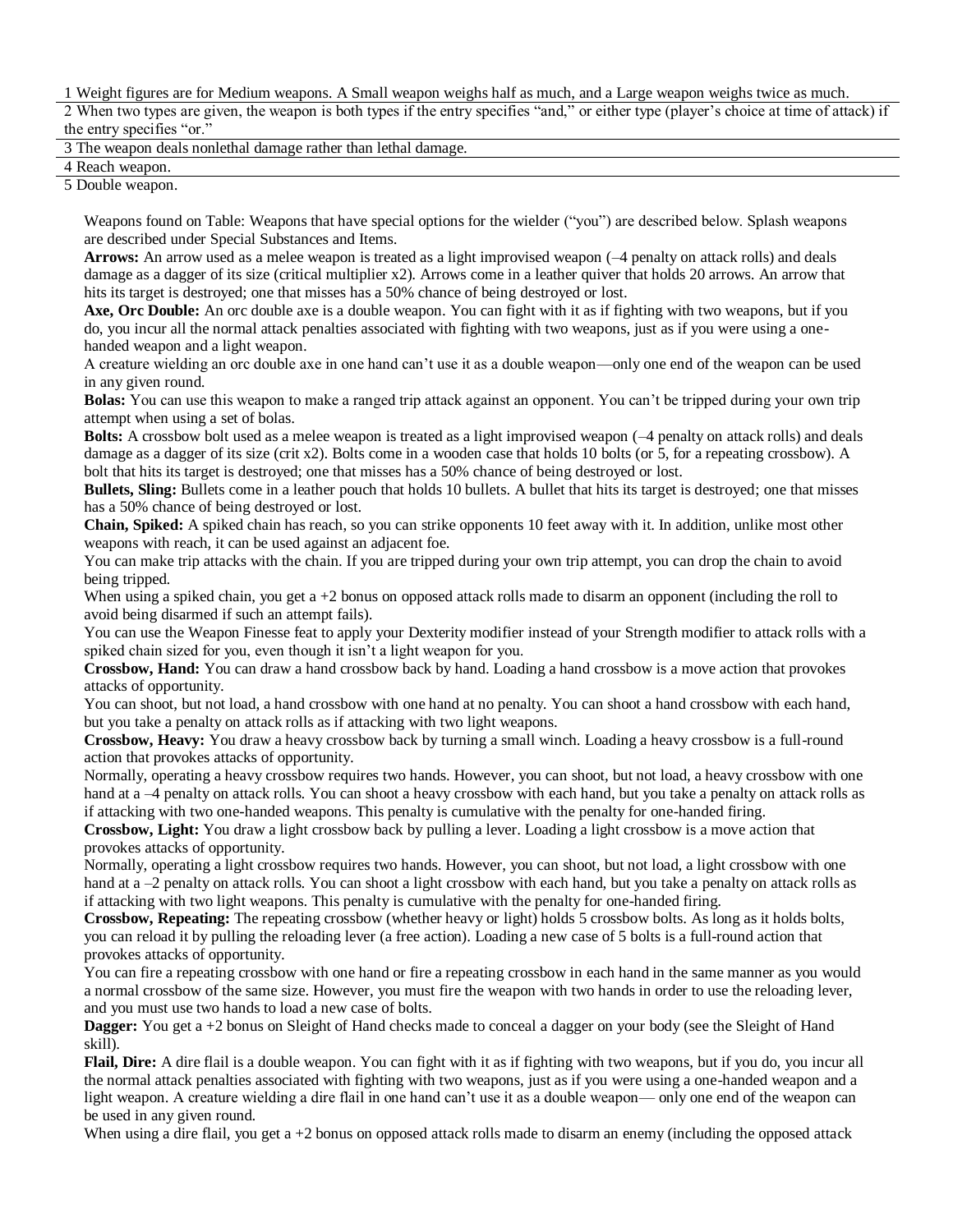1 Weight figures are for Medium weapons. A Small weapon weighs half as much, and a Large weapon weighs twice as much.

2 When two types are given, the weapon is both types if the entry specifies "and," or either type (player's choice at time of attack) if the entry specifies "or."

3 The weapon deals nonlethal damage rather than lethal damage.

4 Reach weapon.

5 Double weapon.

Weapons found on Table: Weapons that have special options for the wielder ("you") are described below. Splash weapons are described under Special Substances and Items.

**Arrows:** An arrow used as a melee weapon is treated as a light improvised weapon (–4 penalty on attack rolls) and deals damage as a dagger of its size (critical multiplier x2). Arrows come in a leather quiver that holds 20 arrows. An arrow that hits its target is destroyed; one that misses has a 50% chance of being destroyed or lost.

**Axe, Orc Double:** An orc double axe is a double weapon. You can fight with it as if fighting with two weapons, but if you do, you incur all the normal attack penalties associated with fighting with two weapons, just as if you were using a one-handed weapon and a light weapon.

A creature wielding an orc double axe in one hand can't use it as a double weapon—only one end of the weapon can be used in any given round.

**Bolas:** You can use this weapon to make a ranged trip attack against an opponent. You can't be tripped during your own trip attempt when using a set of bolas.

**Bolts:** A crossbow bolt used as a melee weapon is treated as a light improvised weapon (–4 penalty on attack rolls) and deals damage as a dagger of its size (crit x2). Bolts come in a wooden case that holds 10 bolts (or 5, for a repeating crossbow). A bolt that hits its target is destroyed; one that misses has a 50% chance of being destroyed or lost.

**Bullets, Sling:** Bullets come in a leather pouch that holds 10 bullets. A bullet that hits its target is destroyed; one that misses has a 50% chance of being destroyed or lost.

**Chain, Spiked:** A spiked chain has reach, so you can strike opponents 10 feet away with it. In addition, unlike most other weapons with reach, it can be used against an adjacent foe.

You can make trip attacks with the chain. If you are tripped during your own trip attempt, you can drop the chain to avoid being tripped.

When using a spiked chain, you get a +2 bonus on opposed attack rolls made to disarm an opponent (including the roll to avoid being disarmed if such an attempt fails).

You can use the Weapon Finesse feat to apply your Dexterity modifier instead of your Strength modifier to attack rolls with a spiked chain sized for you, even though it isn't a light weapon for you.

**Crossbow, Hand:** You can draw a hand crossbow back by hand. Loading a hand crossbow is a move action that provokes attacks of opportunity.

You can shoot, but not load, a hand crossbow with one hand at no penalty. You can shoot a hand crossbow with each hand, but you take a penalty on attack rolls as if attacking with two light weapons.

**Crossbow, Heavy:** You draw a heavy crossbow back by turning a small winch. Loading a heavy crossbow is a full-round action that provokes attacks of opportunity.

Normally, operating a heavy crossbow requires two hands. However, you can shoot, but not load, a heavy crossbow with one hand at a –4 penalty on attack rolls. You can shoot a heavy crossbow with each hand, but you take a penalty on attack rolls as if attacking with two one-handed weapons. This penalty is cumulative with the penalty for one-handed firing.

**Crossbow, Light:** You draw a light crossbow back by pulling a lever. Loading a light crossbow is a move action that provokes attacks of opportunity.

Normally, operating a light crossbow requires two hands. However, you can shoot, but not load, a light crossbow with one hand at a –2 penalty on attack rolls. You can shoot a light crossbow with each hand, but you take a penalty on attack rolls as if attacking with two light weapons. This penalty is cumulative with the penalty for one-handed firing.

**Crossbow, Repeating:** The repeating crossbow (whether heavy or light) holds 5 crossbow bolts. As long as it holds bolts, you can reload it by pulling the reloading lever (a free action). Loading a new case of 5 bolts is a full-round action that provokes attacks of opportunity.

You can fire a repeating crossbow with one hand or fire a repeating crossbow in each hand in the same manner as you would a normal crossbow of the same size. However, you must fire the weapon with two hands in order to use the reloading lever, and you must use two hands to load a new case of bolts.

**Dagger:** You get a +2 bonus on Sleight of Hand checks made to conceal a dagger on your body (see the Sleight of Hand skill).

**Flail, Dire:** A dire flail is a double weapon. You can fight with it as if fighting with two weapons, but if you do, you incur all the normal attack penalties associated with fighting with two weapons, just as if you were using a one-handed weapon and a light weapon. A creature wielding a dire flail in one hand can't use it as a double weapon— only one end of the weapon can be used in any given round.

When using a dire flail, you get a +2 bonus on opposed attack rolls made to disarm an enemy (including the opposed attack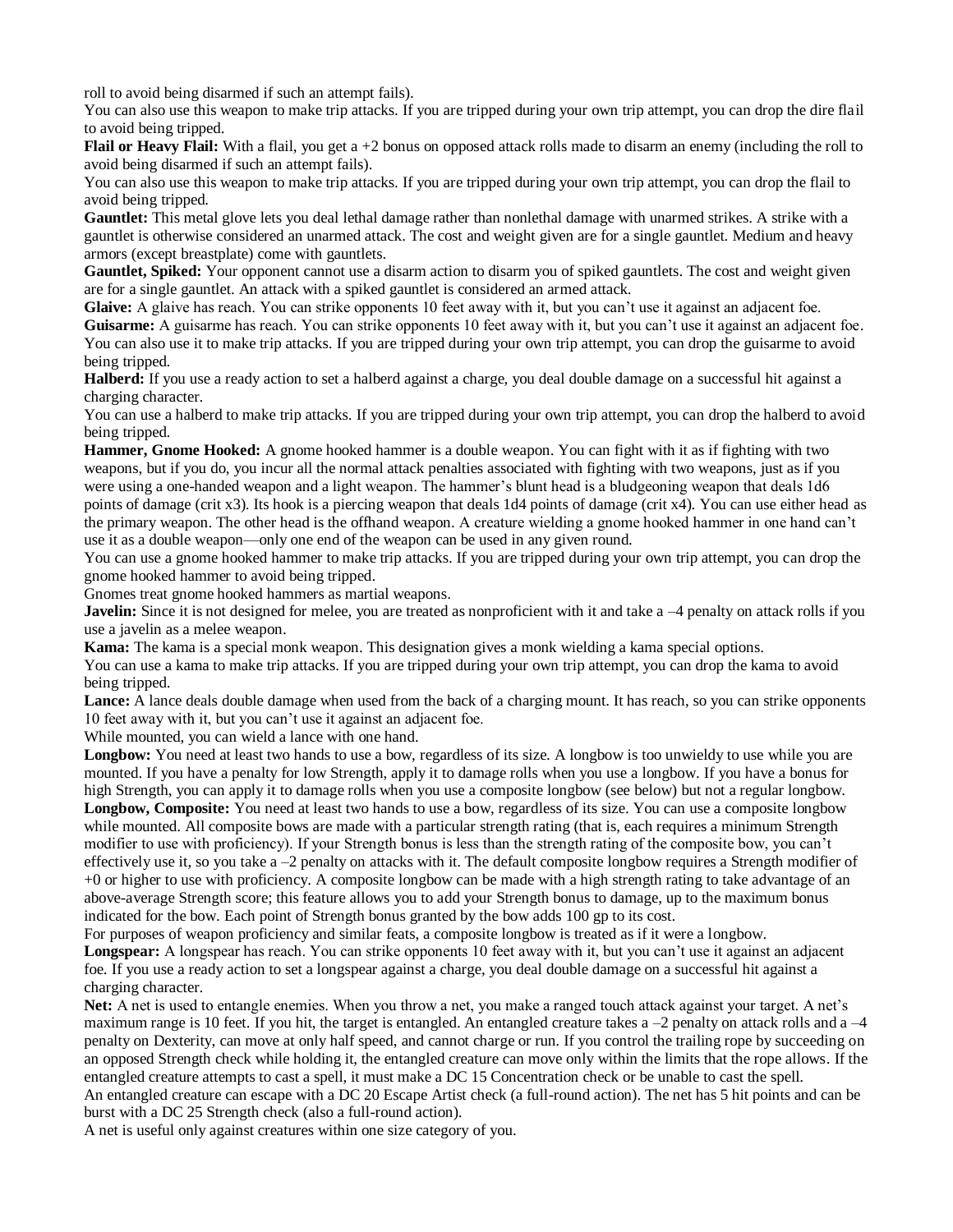roll to avoid being disarmed if such an attempt fails).

You can also use this weapon to make trip attacks. If you are tripped during your own trip attempt, you can drop the dire flail to avoid being tripped.

**Flail or Heavy Flail:** With a flail, you get a +2 bonus on opposed attack rolls made to disarm an enemy (including the roll to avoid being disarmed if such an attempt fails).

You can also use this weapon to make trip attacks. If you are tripped during your own trip attempt, you can drop the flail to avoid being tripped.

**Gauntlet:** This metal glove lets you deal lethal damage rather than nonlethal damage with unarmed strikes. A strike with a gauntlet is otherwise considered an unarmed attack. The cost and weight given are for a single gauntlet. Medium and heavy armors (except breastplate) come with gauntlets.

**Gauntlet, Spiked:** Your opponent cannot use a disarm action to disarm you of spiked gauntlets. The cost and weight given are for a single gauntlet. An attack with a spiked gauntlet is considered an armed attack.

**Glaive:** A glaive has reach. You can strike opponents 10 feet away with it, but you can't use it against an adjacent foe.

**Guisarme:** A guisarme has reach. You can strike opponents 10 feet away with it, but you can't use it against an adjacent foe. You can also use it to make trip attacks. If you are tripped during your own trip attempt, you can drop the guisarme to avoid being tripped.

**Halberd:** If you use a ready action to set a halberd against a charge, you deal double damage on a successful hit against a charging character.

You can use a halberd to make trip attacks. If you are tripped during your own trip attempt, you can drop the halberd to avoid being tripped.

**Hammer, Gnome Hooked:** A gnome hooked hammer is a double weapon. You can fight with it as if fighting with two weapons, but if you do, you incur all the normal attack penalties associated with fighting with two weapons, just as if you were using a one-handed weapon and a light weapon. The hammer's blunt head is a bludgeoning weapon that deals 1d6 points of damage (crit x3). Its hook is a piercing weapon that deals 1d4 points of damage (crit x4). You can use either head as the primary weapon. The other head is the offhand weapon. A creature wielding a gnome hooked hammer in one hand can't use it as a double weapon—only one end of the weapon can be used in any given round.

You can use a gnome hooked hammer to make trip attacks. If you are tripped during your own trip attempt, you can drop the gnome hooked hammer to avoid being tripped.

Gnomes treat gnome hooked hammers as martial weapons.

**Javelin:** Since it is not designed for melee, you are treated as nonproficient with it and take a –4 penalty on attack rolls if you use a javelin as a melee weapon.

**Kama:** The kama is a special monk weapon. This designation gives a monk wielding a kama special options.

You can use a kama to make trip attacks. If you are tripped during your own trip attempt, you can drop the kama to avoid being tripped.

**Lance:** A lance deals double damage when used from the back of a charging mount. It has reach, so you can strike opponents 10 feet away with it, but you can't use it against an adjacent foe.

While mounted, you can wield a lance with one hand.

**Longbow:** You need at least two hands to use a bow, regardless of its size. A longbow is too unwieldy to use while you are mounted. If you have a penalty for low Strength, apply it to damage rolls when you use a longbow. If you have a bonus for high Strength, you can apply it to damage rolls when you use a composite longbow (see below) but not a regular longbow.

**Longbow, Composite:** You need at least two hands to use a bow, regardless of its size. You can use a composite longbow while mounted. All composite bows are made with a particular strength rating (that is, each requires a minimum Strength modifier to use with proficiency). If your Strength bonus is less than the strength rating of the composite bow, you can't effectively use it, so you take a –2 penalty on attacks with it. The default composite longbow requires a Strength modifier of +0 or higher to use with proficiency. A composite longbow can be made with a high strength rating to take advantage of an above-average Strength score; this feature allows you to add your Strength bonus to damage, up to the maximum bonus indicated for the bow. Each point of Strength bonus granted by the bow adds 100 gp to its cost.

For purposes of weapon proficiency and similar feats, a composite longbow is treated as if it were a longbow.

**Longspear:** A longspear has reach. You can strike opponents 10 feet away with it, but you can't use it against an adjacent foe. If you use a ready action to set a longspear against a charge, you deal double damage on a successful hit against a charging character.

**Net:** A net is used to entangle enemies. When you throw a net, you make a ranged touch attack against your target. A net's maximum range is 10 feet. If you hit, the target is entangled. An entangled creature takes a –2 penalty on attack rolls and a –4 penalty on Dexterity, can move at only half speed, and cannot charge or run. If you control the trailing rope by succeeding on an opposed Strength check while holding it, the entangled creature can move only within the limits that the rope allows. If the entangled creature attempts to cast a spell, it must make a DC 15 Concentration check or be unable to cast the spell.

An entangled creature can escape with a DC 20 Escape Artist check (a full-round action). The net has 5 hit points and can be burst with a DC 25 Strength check (also a full-round action).

A net is useful only against creatures within one size category of you.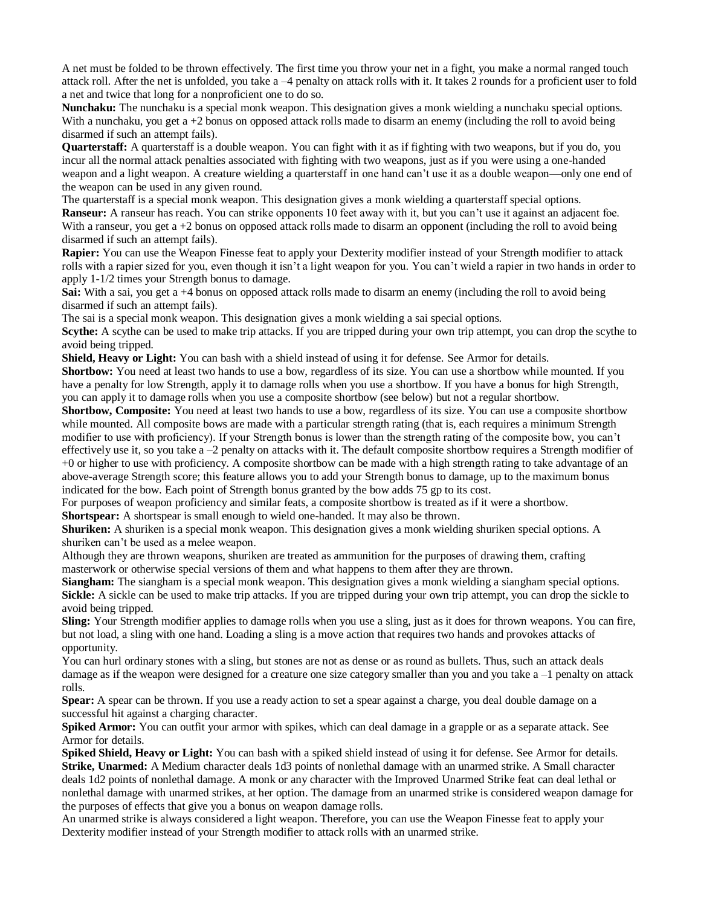A net must be folded to be thrown effectively. The first time you throw your net in a fight, you make a normal ranged touch attack roll. After the net is unfolded, you take a –4 penalty on attack rolls with it. It takes 2 rounds for a proficient user to fold a net and twice that long for a nonproficient one to do so.

**Nunchaku:** The nunchaku is a special monk weapon. This designation gives a monk wielding a nunchaku special options. With a nunchaku, you get a +2 bonus on opposed attack rolls made to disarm an enemy (including the roll to avoid being disarmed if such an attempt fails).

**Quarterstaff:** A quarterstaff is a double weapon. You can fight with it as if fighting with two weapons, but if you do, you incur all the normal attack penalties associated with fighting with two weapons, just as if you were using a one-handed weapon and a light weapon. A creature wielding a quarterstaff in one hand can't use it as a double weapon—only one end of the weapon can be used in any given round.

The quarterstaff is a special monk weapon. This designation gives a monk wielding a quarterstaff special options.

**Ranseur:** A ranseur has reach. You can strike opponents 10 feet away with it, but you can't use it against an adjacent foe. With a ranseur, you get a +2 bonus on opposed attack rolls made to disarm an opponent (including the roll to avoid being disarmed if such an attempt fails).

**Rapier:** You can use the Weapon Finesse feat to apply your Dexterity modifier instead of your Strength modifier to attack rolls with a rapier sized for you, even though it isn't a light weapon for you. You can't wield a rapier in two hands in order to apply 1-1/2 times your Strength bonus to damage.

**Sai:** With a sai, you get a +4 bonus on opposed attack rolls made to disarm an enemy (including the roll to avoid being disarmed if such an attempt fails).

The sai is a special monk weapon. This designation gives a monk wielding a sai special options.

**Scythe:** A scythe can be used to make trip attacks. If you are tripped during your own trip attempt, you can drop the scythe to avoid being tripped.

**Shield, Heavy or Light:** You can bash with a shield instead of using it for defense. See Armor for details.

**Shortbow:** You need at least two hands to use a bow, regardless of its size. You can use a shortbow while mounted. If you have a penalty for low Strength, apply it to damage rolls when you use a shortbow. If you have a bonus for high Strength, you can apply it to damage rolls when you use a composite shortbow (see below) but not a regular shortbow.

**Shortbow, Composite:** You need at least two hands to use a bow, regardless of its size. You can use a composite shortbow while mounted. All composite bows are made with a particular strength rating (that is, each requires a minimum Strength modifier to use with proficiency). If your Strength bonus is lower than the strength rating of the composite bow, you can't effectively use it, so you take a –2 penalty on attacks with it. The default composite shortbow requires a Strength modifier of +0 or higher to use with proficiency. A composite shortbow can be made with a high strength rating to take advantage of an above-average Strength score; this feature allows you to add your Strength bonus to damage, up to the maximum bonus indicated for the bow. Each point of Strength bonus granted by the bow adds 75 gp to its cost.

For purposes of weapon proficiency and similar feats, a composite shortbow is treated as if it were a shortbow.

**Shortspear:** A shortspear is small enough to wield one-handed. It may also be thrown.

**Shuriken:** A shuriken is a special monk weapon. This designation gives a monk wielding shuriken special options. A shuriken can't be used as a melee weapon.

Although they are thrown weapons, shuriken are treated as ammunition for the purposes of drawing them, crafting masterwork or otherwise special versions of them and what happens to them after they are thrown.

**Siangham:** The siangham is a special monk weapon. This designation gives a monk wielding a siangham special options.

**Sickle:** A sickle can be used to make trip attacks. If you are tripped during your own trip attempt, you can drop the sickle to avoid being tripped.

**Sling:** Your Strength modifier applies to damage rolls when you use a sling, just as it does for thrown weapons. You can fire, but not load, a sling with one hand. Loading a sling is a move action that requires two hands and provokes attacks of opportunity.

You can hurl ordinary stones with a sling, but stones are not as dense or as round as bullets. Thus, such an attack deals damage as if the weapon were designed for a creature one size category smaller than you and you take a –1 penalty on attack rolls.

**Spear:** A spear can be thrown. If you use a ready action to set a spear against a charge, you deal double damage on a successful hit against a charging character.

**Spiked Armor:** You can outfit your armor with spikes, which can deal damage in a grapple or as a separate attack. See Armor for details.

**Spiked Shield, Heavy or Light:** You can bash with a spiked shield instead of using it for defense. See Armor for details.

**Strike, Unarmed:** A Medium character deals 1d3 points of nonlethal damage with an unarmed strike. A Small character deals 1d2 points of nonlethal damage. A monk or any character with the Improved Unarmed Strike feat can deal lethal or nonlethal damage with unarmed strikes, at her option. The damage from an unarmed strike is considered weapon damage for the purposes of effects that give you a bonus on weapon damage rolls.

An unarmed strike is always considered a light weapon. Therefore, you can use the Weapon Finesse feat to apply your Dexterity modifier instead of your Strength modifier to attack rolls with an unarmed strike.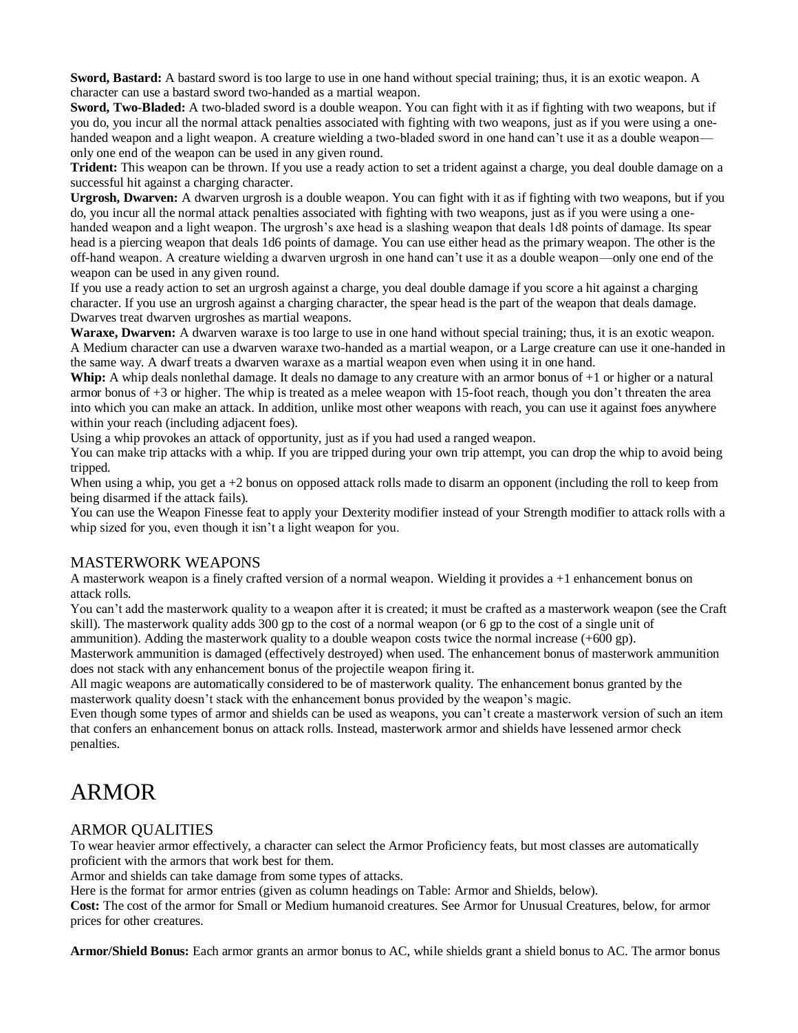**Sword, Bastard:** A bastard sword is too large to use in one hand without special training; thus, it is an exotic weapon. A character can use a bastard sword two-handed as a martial weapon.

**Sword, Two-Bladed:** A two-bladed sword is a double weapon. You can fight with it as if fighting with two weapons, but if you do, you incur all the normal attack penalties associated with fighting with two weapons, just as if you were using a one-handed weapon and a light weapon. A creature wielding a two-bladed sword in one hand can't use it as a double weapon—only one end of the weapon can be used in any given round.

**Trident:** This weapon can be thrown. If you use a ready action to set a trident against a charge, you deal double damage on a successful hit against a charging character.

**Urgrosh, Dwarven:** A dwarven urgrosh is a double weapon. You can fight with it as if fighting with two weapons, but if you do, you incur all the normal attack penalties associated with fighting with two weapons, just as if you were using a one-handed weapon and a light weapon. The urgrosh's axe head is a slashing weapon that deals 1d8 points of damage. Its spear head is a piercing weapon that deals 1d6 points of damage. You can use either head as the primary weapon. The other is the off-hand weapon. A creature wielding a dwarven urgrosh in one hand can't use it as a double weapon—only one end of the weapon can be used in any given round.

If you use a ready action to set an urgrosh against a charge, you deal double damage if you score a hit against a charging character. If you use an urgrosh against a charging character, the spear head is the part of the weapon that deals damage. Dwarves treat dwarven urgroshes as martial weapons.

**Waraxe, Dwarven:** A dwarven waraxe is too large to use in one hand without special training; thus, it is an exotic weapon. A Medium character can use a dwarven waraxe two-handed as a martial weapon, or a Large creature can use it one-handed in the same way. A dwarf treats a dwarven waraxe as a martial weapon even when using it in one hand.

**Whip:** A whip deals nonlethal damage. It deals no damage to any creature with an armor bonus of +1 or higher or a natural armor bonus of +3 or higher. The whip is treated as a melee weapon with 15-foot reach, though you don't threaten the area into which you can make an attack. In addition, unlike most other weapons with reach, you can use it against foes anywhere within your reach (including adjacent foes).

Using a whip provokes an attack of opportunity, just as if you had used a ranged weapon.

You can make trip attacks with a whip. If you are tripped during your own trip attempt, you can drop the whip to avoid being tripped.

When using a whip, you get a +2 bonus on opposed attack rolls made to disarm an opponent (including the roll to keep from being disarmed if the attack fails).

You can use the Weapon Finesse feat to apply your Dexterity modifier instead of your Strength modifier to attack rolls with a whip sized for you, even though it isn't a light weapon for you.

### MASTERWORK WEAPONS

A masterwork weapon is a finely crafted version of a normal weapon. Wielding it provides a +1 enhancement bonus on attack rolls.

You can't add the masterwork quality to a weapon after it is created; it must be crafted as a masterwork weapon (see the Craft skill). The masterwork quality adds 300 gp to the cost of a normal weapon (or 6 gp to the cost of a single unit of ammunition). Adding the masterwork quality to a double weapon costs twice the normal increase (+600 gp).

Masterwork ammunition is damaged (effectively destroyed) when used. The enhancement bonus of masterwork ammunition does not stack with any enhancement bonus of the projectile weapon firing it.

All magic weapons are automatically considered to be of masterwork quality. The enhancement bonus granted by the masterwork quality doesn't stack with the enhancement bonus provided by the weapon's magic.

Even though some types of armor and shields can be used as weapons, you can't create a masterwork version of such an item that confers an enhancement bonus on attack rolls. Instead, masterwork armor and shields have lessened armor check penalties.

# ARMOR

### ARMOR QUALITIES

To wear heavier armor effectively, a character can select the Armor Proficiency feats, but most classes are automatically proficient with the armors that work best for them.

Armor and shields can take damage from some types of attacks.

Here is the format for armor entries (given as column headings on Table: Armor and Shields, below).

**Cost:** The cost of the armor for Small or Medium humanoid creatures. See Armor for Unusual Creatures, below, for armor prices for other creatures.

**Armor/Shield Bonus:** Each armor grants an armor bonus to AC, while shields grant a shield bonus to AC. The armor bonus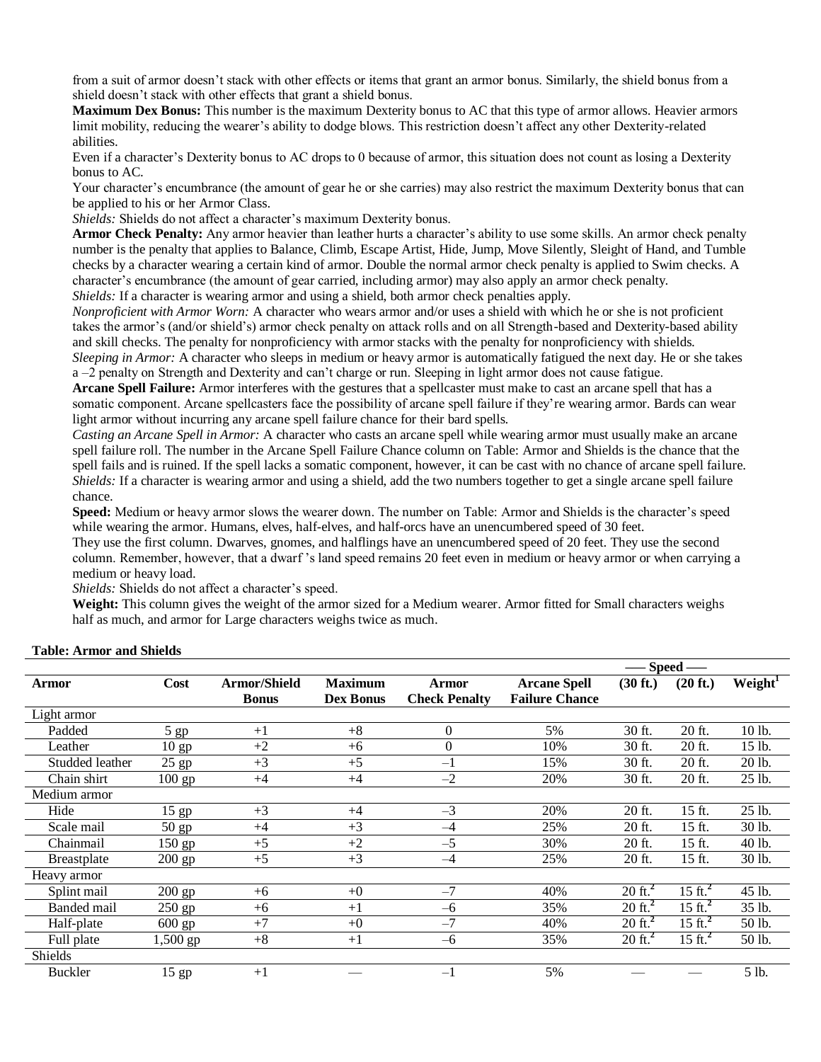from a suit of armor doesn't stack with other effects or items that grant an armor bonus. Similarly, the shield bonus from a shield doesn't stack with other effects that grant a shield bonus.

**Maximum Dex Bonus:** This number is the maximum Dexterity bonus to AC that this type of armor allows. Heavier armors limit mobility, reducing the wearer's ability to dodge blows. This restriction doesn't affect any other Dexterity-related abilities.

Even if a character's Dexterity bonus to AC drops to 0 because of armor, this situation does not count as losing a Dexterity bonus to AC.

Your character's encumbrance (the amount of gear he or she carries) may also restrict the maximum Dexterity bonus that can be applied to his or her Armor Class.

*Shields:* Shields do not affect a character's maximum Dexterity bonus.

**Armor Check Penalty:** Any armor heavier than leather hurts a character's ability to use some skills. An armor check penalty number is the penalty that applies to Balance, Climb, Escape Artist, Hide, Jump, Move Silently, Sleight of Hand, and Tumble checks by a character wearing a certain kind of armor. Double the normal armor check penalty is applied to Swim checks. A character's encumbrance (the amount of gear carried, including armor) may also apply an armor check penalty.

*Shields:* If a character is wearing armor and using a shield, both armor check penalties apply.

*Nonproficient with Armor Worn:* A character who wears armor and/or uses a shield with which he or she is not proficient takes the armor's (and/or shield's) armor check penalty on attack rolls and on all Strength-based and Dexterity-based ability and skill checks. The penalty for nonproficiency with armor stacks with the penalty for nonproficiency with shields.

*Sleeping in Armor:* A character who sleeps in medium or heavy armor is automatically fatigued the next day. He or she takes a –2 penalty on Strength and Dexterity and can't charge or run. Sleeping in light armor does not cause fatigue.

**Arcane Spell Failure:** Armor interferes with the gestures that a spellcaster must make to cast an arcane spell that has a somatic component. Arcane spellcasters face the possibility of arcane spell failure if they're wearing armor. Bards can wear light armor without incurring any arcane spell failure chance for their bard spells.

*Casting an Arcane Spell in Armor:* A character who casts an arcane spell while wearing armor must usually make an arcane spell failure roll. The number in the Arcane Spell Failure Chance column on Table: Armor and Shields is the chance that the spell fails and is ruined. If the spell lacks a somatic component, however, it can be cast with no chance of arcane spell failure.

*Shields:* If a character is wearing armor and using a shield, add the two numbers together to get a single arcane spell failure chance.

**Speed:** Medium or heavy armor slows the wearer down. The number on Table: Armor and Shields is the character's speed while wearing the armor. Humans, elves, half-elves, and half-orcs have an unencumbered speed of 30 feet.

They use the first column. Dwarves, gnomes, and halflings have an unencumbered speed of 20 feet. They use the second column. Remember, however, that a dwarf 's land speed remains 20 feet even in medium or heavy armor or when carrying a medium or heavy load.

*Shields:* Shields do not affect a character's speed.

**Weight:** This column gives the weight of the armor sized for a Medium wearer. Armor fitted for Small characters weighs half as much, and armor for Large characters weighs twice as much.

**Table: Armor and Shields**

| Armor | Cost | Armor/Shield Bonus | Maximum Dex Bonus | Armor Check Penalty | Arcane Spell Failure Chance | Speed (30 ft.) | Speed (20 ft.) | Weight[1] |
|---|---|---|---|---|---|---|---|---|
| Light armor | | | | | | | | |
| Padded | 5 gp | +1 | +8 | 0 | 5% | 30 ft. | 20 ft. | 10 lb. |
| Leather | 10 gp | +2 | +6 | 0 | 10% | 30 ft. | 20 ft. | 15 lb. |
| Studded leather | 25 gp | +3 | +5 | –1 | 15% | 30 ft. | 20 ft. | 20 lb. |
| Chain shirt | 100 gp | +4 | +4 | –2 | 20% | 30 ft. | 20 ft. | 25 lb. |
| Medium armor | | | | | | | | |
| Hide | 15 gp | +3 | +4 | –3 | 20% | 20 ft. | 15 ft. | 25 lb. |
| Scale mail | 50 gp | +4 | +3 | –4 | 25% | 20 ft. | 15 ft. | 30 lb. |
| Chainmail | 150 gp | +5 | +2 | –5 | 30% | 20 ft. | 15 ft. | 40 lb. |
| Breastplate | 200 gp | +5 | +3 | –4 | 25% | 20 ft. | 15 ft. | 30 lb. |
| Heavy armor | | | | | | | | |
| Splint mail | 200 gp | +6 | +0 | –7 | 40% | 20 ft.[2] | 15 ft.[2] | 45 lb. |
| Banded mail | 250 gp | +6 | +1 | –6 | 35% | 20 ft.[2] | 15 ft.[2] | 35 lb. |
| Half-plate | 600 gp | +7 | +0 | –7 | 40% | 20 ft.[2] | 15 ft.[2] | 50 lb. |
| Full plate | 1,500 gp | +8 | +1 | –6 | 35% | 20 ft.[2] | 15 ft.[2] | 50 lb. |
| Shields | | | | | | | | |
| Buckler | 15 gp | +1 | — | –1 | 5% | — | — | 5 lb. |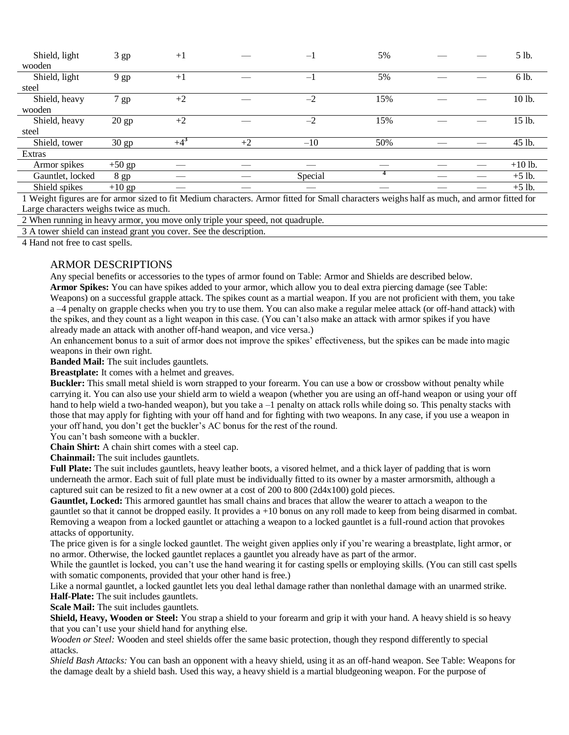| | | | | | | | | |
|---|---|---|---|---|---|---|---|---|
| Shield, light wooden | 3 gp | +1 | — | –1 | 5% | — | — | 5 lb. |
| Shield, light steel | 9 gp | +1 | — | –1 | 5% | — | — | 6 lb. |
| Shield, heavy wooden | 7 gp | +2 | — | –2 | 15% | — | — | 10 lb. |
| Shield, heavy steel | 20 gp | +2 | — | –2 | 15% | — | — | 15 lb. |
| Shield, tower | 30 gp | +4[3] | +2 | –10 | 50% | — | — | 45 lb. |
| Extras | | | | | | | | |
| Armor spikes | +50 gp | — | — | — | — | — | — | +10 lb. |
| Gauntlet, locked | 8 gp | — | — | Special | [4] | — | — | +5 lb. |
| Shield spikes | +10 gp | — | — | — | — | — | — | +5 lb. |

1 Weight figures are for armor sized to fit Medium characters. Armor fitted for Small characters weighs half as much, and armor fitted for Large characters weighs twice as much.

2 When running in heavy armor, you move only triple your speed, not quadruple.

3 A tower shield can instead grant you cover. See the description.

4 Hand not free to cast spells.

## ARMOR DESCRIPTIONS

Any special benefits or accessories to the types of armor found on Table: Armor and Shields are described below.

**Armor Spikes:** You can have spikes added to your armor, which allow you to deal extra piercing damage (see Table: Weapons) on a successful grapple attack. The spikes count as a martial weapon. If you are not proficient with them, you take a –4 penalty on grapple checks when you try to use them. You can also make a regular melee attack (or off-hand attack) with the spikes, and they count as a light weapon in this case. (You can't also make an attack with armor spikes if you have already made an attack with another off-hand weapon, and vice versa.)

An enhancement bonus to a suit of armor does not improve the spikes' effectiveness, but the spikes can be made into magic weapons in their own right.

**Banded Mail:** The suit includes gauntlets.

**Breastplate:** It comes with a helmet and greaves.

**Buckler:** This small metal shield is worn strapped to your forearm. You can use a bow or crossbow without penalty while carrying it. You can also use your shield arm to wield a weapon (whether you are using an off-hand weapon or using your off hand to help wield a two-handed weapon), but you take a –1 penalty on attack rolls while doing so. This penalty stacks with those that may apply for fighting with your off hand and for fighting with two weapons. In any case, if you use a weapon in your off hand, you don't get the buckler's AC bonus for the rest of the round.

You can't bash someone with a buckler.

**Chain Shirt:** A chain shirt comes with a steel cap.

**Chainmail:** The suit includes gauntlets.

**Full Plate:** The suit includes gauntlets, heavy leather boots, a visored helmet, and a thick layer of padding that is worn underneath the armor. Each suit of full plate must be individually fitted to its owner by a master armorsmith, although a captured suit can be resized to fit a new owner at a cost of 200 to 800 (2d4x100) gold pieces.

**Gauntlet, Locked:** This armored gauntlet has small chains and braces that allow the wearer to attach a weapon to the gauntlet so that it cannot be dropped easily. It provides a +10 bonus on any roll made to keep from being disarmed in combat. Removing a weapon from a locked gauntlet or attaching a weapon to a locked gauntlet is a full-round action that provokes attacks of opportunity.

The price given is for a single locked gauntlet. The weight given applies only if you're wearing a breastplate, light armor, or no armor. Otherwise, the locked gauntlet replaces a gauntlet you already have as part of the armor.

While the gauntlet is locked, you can't use the hand wearing it for casting spells or employing skills. (You can still cast spells with somatic components, provided that your other hand is free.)

Like a normal gauntlet, a locked gauntlet lets you deal lethal damage rather than nonlethal damage with an unarmed strike.

**Half-Plate:** The suit includes gauntlets.

**Scale Mail:** The suit includes gauntlets.

**Shield, Heavy, Wooden or Steel:** You strap a shield to your forearm and grip it with your hand. A heavy shield is so heavy that you can't use your shield hand for anything else.

*Wooden or Steel:* Wooden and steel shields offer the same basic protection, though they respond differently to special attacks.

*Shield Bash Attacks:* You can bash an opponent with a heavy shield, using it as an off-hand weapon. See Table: Weapons for the damage dealt by a shield bash. Used this way, a heavy shield is a martial bludgeoning weapon. For the purpose of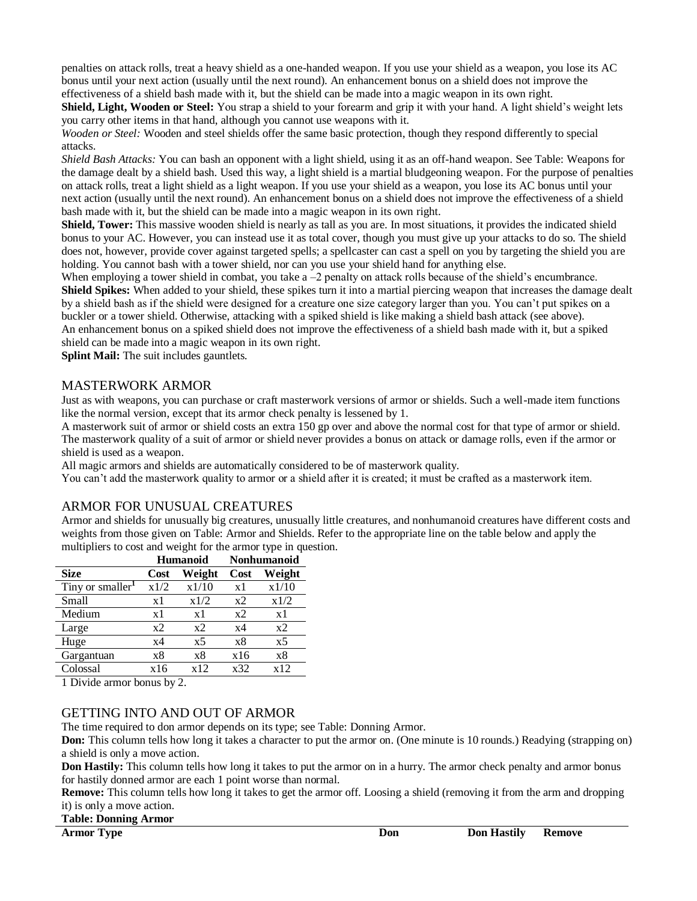penalties on attack rolls, treat a heavy shield as a one-handed weapon. If you use your shield as a weapon, you lose its AC bonus until your next action (usually until the next round). An enhancement bonus on a shield does not improve the effectiveness of a shield bash made with it, but the shield can be made into a magic weapon in its own right.

**Shield, Light, Wooden or Steel:** You strap a shield to your forearm and grip it with your hand. A light shield's weight lets you carry other items in that hand, although you cannot use weapons with it.

*Wooden or Steel:* Wooden and steel shields offer the same basic protection, though they respond differently to special attacks.

*Shield Bash Attacks:* You can bash an opponent with a light shield, using it as an off-hand weapon. See Table: Weapons for the damage dealt by a shield bash. Used this way, a light shield is a martial bludgeoning weapon. For the purpose of penalties on attack rolls, treat a light shield as a light weapon. If you use your shield as a weapon, you lose its AC bonus until your next action (usually until the next round). An enhancement bonus on a shield does not improve the effectiveness of a shield bash made with it, but the shield can be made into a magic weapon in its own right.

**Shield, Tower:** This massive wooden shield is nearly as tall as you are. In most situations, it provides the indicated shield bonus to your AC. However, you can instead use it as total cover, though you must give up your attacks to do so. The shield does not, however, provide cover against targeted spells; a spellcaster can cast a spell on you by targeting the shield you are holding. You cannot bash with a tower shield, nor can you use your shield hand for anything else.

When employing a tower shield in combat, you take a –2 penalty on attack rolls because of the shield's encumbrance.

**Shield Spikes:** When added to your shield, these spikes turn it into a martial piercing weapon that increases the damage dealt by a shield bash as if the shield were designed for a creature one size category larger than you. You can't put spikes on a buckler or a tower shield. Otherwise, attacking with a spiked shield is like making a shield bash attack (see above).

An enhancement bonus on a spiked shield does not improve the effectiveness of a shield bash made with it, but a spiked shield can be made into a magic weapon in its own right.

**Splint Mail:** The suit includes gauntlets.

## MASTERWORK ARMOR

Just as with weapons, you can purchase or craft masterwork versions of armor or shields. Such a well-made item functions like the normal version, except that its armor check penalty is lessened by 1.

A masterwork suit of armor or shield costs an extra 150 gp over and above the normal cost for that type of armor or shield. The masterwork quality of a suit of armor or shield never provides a bonus on attack or damage rolls, even if the armor or shield is used as a weapon.

All magic armors and shields are automatically considered to be of masterwork quality.

You can't add the masterwork quality to armor or a shield after it is created; it must be crafted as a masterwork item.

## ARMOR FOR UNUSUAL CREATURES

Armor and shields for unusually big creatures, unusually little creatures, and nonhumanoid creatures have different costs and weights from those given on Table: Armor and Shields. Refer to the appropriate line on the table below and apply the multipliers to cost and weight for the armor type in question.

| | Humanoid | | Nonhumanoid | |
|---|---|---|---|---|
| **Size** | **Cost** | **Weight** | **Cost** | **Weight** |
| Tiny or smaller[1] | x1/2 | x1/10 | x1 | x1/10 |
| Small | x1 | x1/2 | x2 | x1/2 |
| Medium | x1 | x1 | x2 | x1 |
| Large | x2 | x2 | x4 | x2 |
| Huge | x4 | x5 | x8 | x5 |
| Gargantuan | x8 | x8 | x16 | x8 |
| Colossal | x16 | x12 | x32 | x12 |

1 Divide armor bonus by 2.

## GETTING INTO AND OUT OF ARMOR

The time required to don armor depends on its type; see Table: Donning Armor.

**Don:** This column tells how long it takes a character to put the armor on. (One minute is 10 rounds.) Readying (strapping on) a shield is only a move action.

**Don Hastily:** This column tells how long it takes to put the armor on in a hurry. The armor check penalty and armor bonus for hastily donned armor are each 1 point worse than normal.

**Remove:** This column tells how long it takes to get the armor off. Loosing a shield (removing it from the arm and dropping it) is only a move action.

**Table: Donning Armor**

| Armor Type | Don | Don Hastily | Remove |
|---|---|---|---|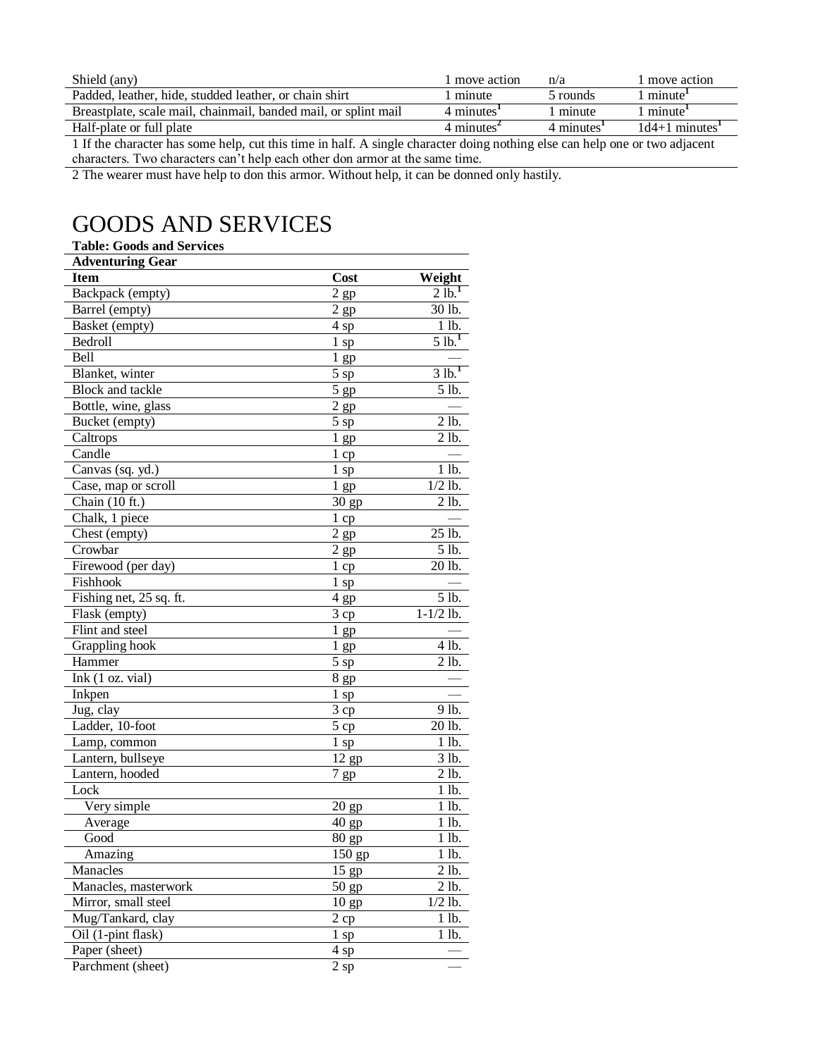| Shield (any) | 1 move action | n/a | 1 move action |
|---|---|---|---|
| Padded, leather, hide, studded leather, or chain shirt | 1 minute | 5 rounds | 1 minute[1] |
| Breastplate, scale mail, chainmail, banded mail, or splint mail | 4 minutes[1] | 1 minute | 1 minute[1] |
| Half-plate or full plate | 4 minutes[2] | 4 minutes[1] | 1d4+1 minutes[1] |

1 If the character has some help, cut this time in half. A single character doing nothing else can help one or two adjacent characters. Two characters can't help each other don armor at the same time.

2 The wearer must have help to don this armor. Without help, it can be donned only hastily.

# GOODS AND SERVICES

**Table: Goods and Services**

| **Adventuring Gear** | | |
|---|---|---|
| **Item** | **Cost** | **Weight** |
| Backpack (empty) | 2 gp | 2 lb.[1] |
| Barrel (empty) | 2 gp | 30 lb. |
| Basket (empty) | 4 sp | 1 lb. |
| Bedroll | 1 sp | 5 lb.[1] |
| Bell | 1 gp | — |
| Blanket, winter | 5 sp | 3 lb.[1] |
| Block and tackle | 5 gp | 5 lb. |
| Bottle, wine, glass | 2 gp | — |
| Bucket (empty) | 5 sp | 2 lb. |
| Caltrops | 1 gp | 2 lb. |
| Candle | 1 cp | — |
| Canvas (sq. yd.) | 1 sp | 1 lb. |
| Case, map or scroll | 1 gp | 1/2 lb. |
| Chain (10 ft.) | 30 gp | 2 lb. |
| Chalk, 1 piece | 1 cp | — |
| Chest (empty) | 2 gp | 25 lb. |
| Crowbar | 2 gp | 5 lb. |
| Firewood (per day) | 1 cp | 20 lb. |
| Fishhook | 1 sp | — |
| Fishing net, 25 sq. ft. | 4 gp | 5 lb. |
| Flask (empty) | 3 cp | 1-1/2 lb. |
| Flint and steel | 1 gp | — |
| Grappling hook | 1 gp | 4 lb. |
| Hammer | 5 sp | 2 lb. |
| Ink (1 oz. vial) | 8 gp | — |
| Inkpen | 1 sp | — |
| Jug, clay | 3 cp | 9 lb. |
| Ladder, 10-foot | 5 cp | 20 lb. |
| Lamp, common | 1 sp | 1 lb. |
| Lantern, bullseye | 12 gp | 3 lb. |
| Lantern, hooded | 7 gp | 2 lb. |
| Lock | | 1 lb. |
| Very simple | 20 gp | 1 lb. |
| Average | 40 gp | 1 lb. |
| Good | 80 gp | 1 lb. |
| Amazing | 150 gp | 1 lb. |
| Manacles | 15 gp | 2 lb. |
| Manacles, masterwork | 50 gp | 2 lb. |
| Mirror, small steel | 10 gp | 1/2 lb. |
| Mug/Tankard, clay | 2 cp | 1 lb. |
| Oil (1-pint flask) | 1 sp | 1 lb. |
| Paper (sheet) | 4 sp | — |
| Parchment (sheet) | 2 sp | — |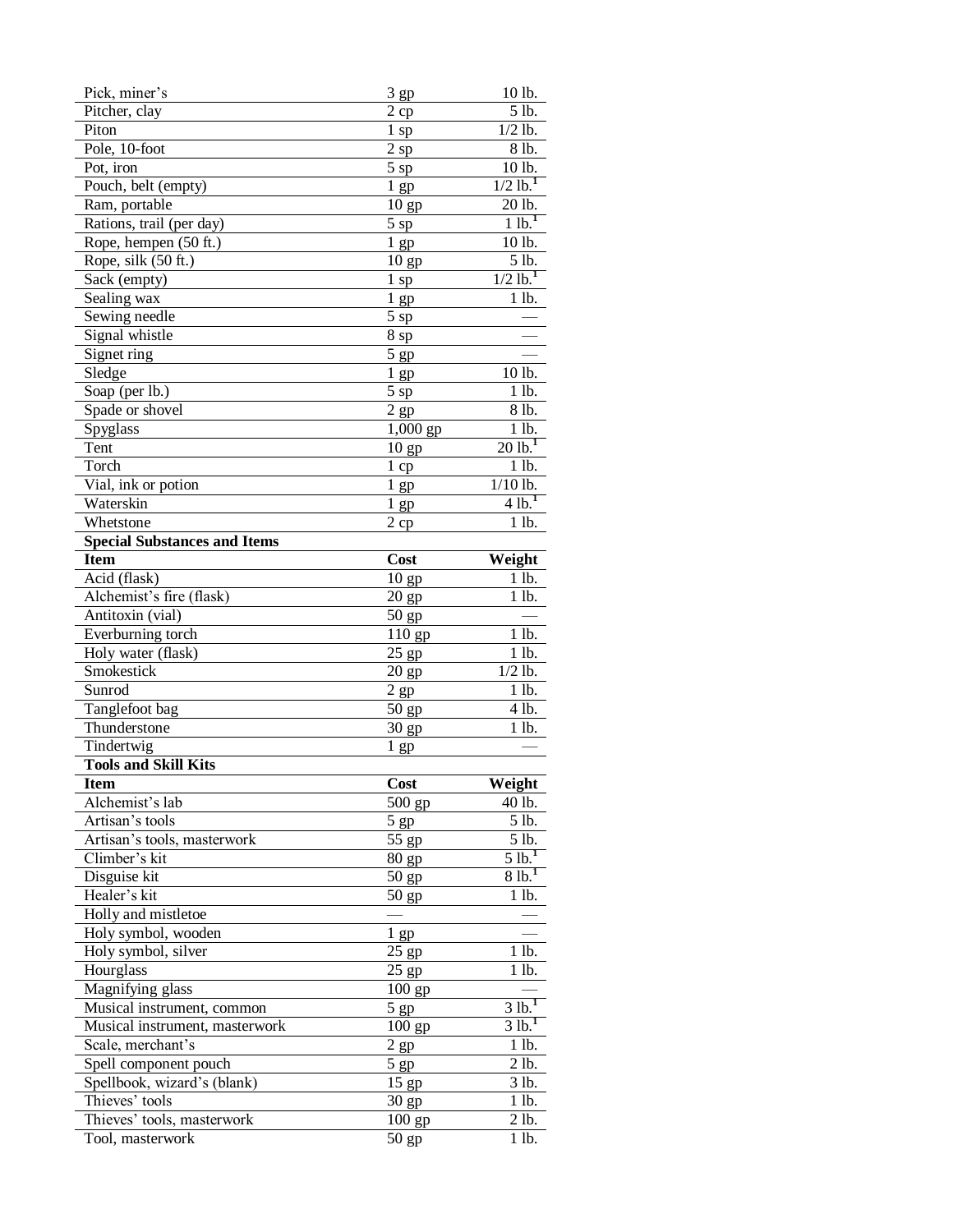| | | |
|---|---|---|
| Pick, miner's | 3 gp | 10 lb. |
| Pitcher, clay | 2 cp | 5 lb. |
| Piton | 1 sp | 1/2 lb. |
| Pole, 10-foot | 2 sp | 8 lb. |
| Pot, iron | 5 sp | 10 lb. |
| Pouch, belt (empty) | 1 gp | 1/2 lb.[1] |
| Ram, portable | 10 gp | 20 lb. |
| Rations, trail (per day) | 5 sp | 1 lb.[1] |
| Rope, hempen (50 ft.) | 1 gp | 10 lb. |
| Rope, silk (50 ft.) | 10 gp | 5 lb. |
| Sack (empty) | 1 sp | 1/2 lb.[1] |
| Sealing wax | 1 gp | 1 lb. |
| Sewing needle | 5 sp | — |
| Signal whistle | 8 sp | — |
| Signet ring | 5 gp | — |
| Sledge | 1 gp | 10 lb. |
| Soap (per lb.) | 5 sp | 1 lb. |
| Spade or shovel | 2 gp | 8 lb. |
| Spyglass | 1,000 gp | 1 lb. |
| Tent | 10 gp | 20 lb.[1] |
| Torch | 1 cp | 1 lb. |
| Vial, ink or potion | 1 gp | 1/10 lb. |
| Waterskin | 1 gp | 4 lb.[1] |
| Whetstone | 2 cp | 1 lb. |

**Special Substances and Items**

| Item | Cost | Weight |
|---|---|---|
| Acid (flask) | 10 gp | 1 lb. |
| Alchemist's fire (flask) | 20 gp | 1 lb. |
| Antitoxin (vial) | 50 gp | — |
| Everburning torch | 110 gp | 1 lb. |
| Holy water (flask) | 25 gp | 1 lb. |
| Smokestick | 20 gp | 1/2 lb. |
| Sunrod | 2 gp | 1 lb. |
| Tanglefoot bag | 50 gp | 4 lb. |
| Thunderstone | 30 gp | 1 lb. |
| Tindertwig | 1 gp | — |

**Tools and Skill Kits**

| Item | Cost | Weight |
|---|---|---|
| Alchemist's lab | 500 gp | 40 lb. |
| Artisan's tools | 5 gp | 5 lb. |
| Artisan's tools, masterwork | 55 gp | 5 lb. |
| Climber's kit | 80 gp | 5 lb.[1] |
| Disguise kit | 50 gp | 8 lb.[1] |
| Healer's kit | 50 gp | 1 lb. |
| Holly and mistletoe | — | — |
| Holy symbol, wooden | 1 gp | — |
| Holy symbol, silver | 25 gp | 1 lb. |
| Hourglass | 25 gp | 1 lb. |
| Magnifying glass | 100 gp | — |
| Musical instrument, common | 5 gp | 3 lb.[1] |
| Musical instrument, masterwork | 100 gp | 3 lb.[1] |
| Scale, merchant's | 2 gp | 1 lb. |
| Spell component pouch | 5 gp | 2 lb. |
| Spellbook, wizard's (blank) | 15 gp | 3 lb. |
| Thieves' tools | 30 gp | 1 lb. |
| Thieves' tools, masterwork | 100 gp | 2 lb. |
| Tool, masterwork | 50 gp | 1 lb. |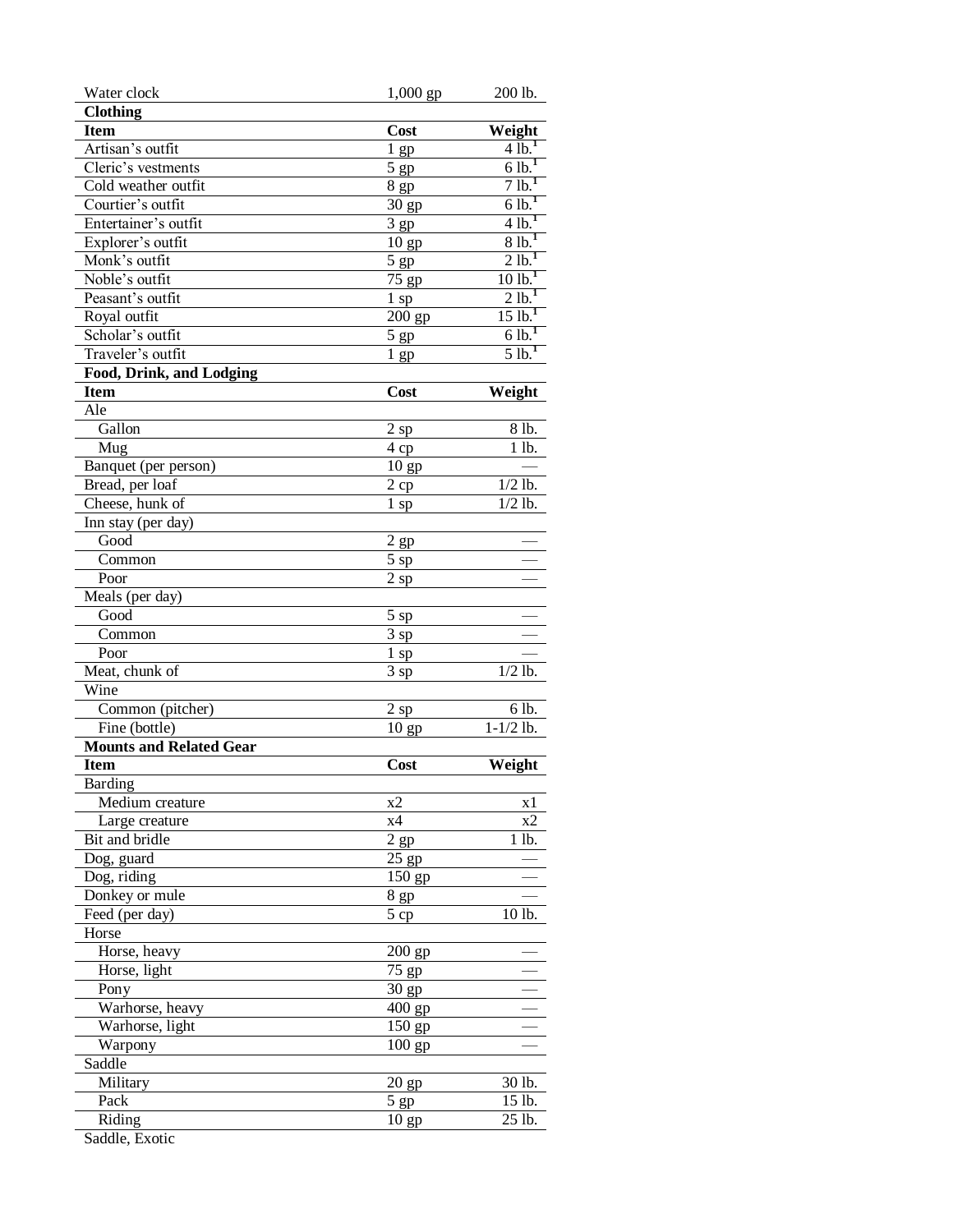| Water clock | 1,000 gp | 200 lb. |
|---|---|---|

**Clothing**

| Item | Cost | Weight |
|---|---|---|
| Artisan's outfit | 1 gp | 4 lb.[1] |
| Cleric's vestments | 5 gp | 6 lb.[1] |
| Cold weather outfit | 8 gp | 7 lb.[1] |
| Courtier's outfit | 30 gp | 6 lb.[1] |
| Entertainer's outfit | 3 gp | 4 lb.[1] |
| Explorer's outfit | 10 gp | 8 lb.[1] |
| Monk's outfit | 5 gp | 2 lb.[1] |
| Noble's outfit | 75 gp | 10 lb.[1] |
| Peasant's outfit | 1 sp | 2 lb.[1] |
| Royal outfit | 200 gp | 15 lb.[1] |
| Scholar's outfit | 5 gp | 6 lb.[1] |
| Traveler's outfit | 1 gp | 5 lb.[1] |

**Food, Drink, and Lodging**

| Item | Cost | Weight |
|---|---|---|
| Ale | | |
| Gallon | 2 sp | 8 lb. |
| Mug | 4 cp | 1 lb. |
| Banquet (per person) | 10 gp | — |
| Bread, per loaf | 2 cp | 1/2 lb. |
| Cheese, hunk of | 1 sp | 1/2 lb. |
| Inn stay (per day) | | |
| Good | 2 gp | — |
| Common | 5 sp | — |
| Poor | 2 sp | — |
| Meals (per day) | | |
| Good | 5 sp | — |
| Common | 3 sp | — |
| Poor | 1 sp | — |
| Meat, chunk of | 3 sp | 1/2 lb. |
| Wine | | |
| Common (pitcher) | 2 sp | 6 lb. |
| Fine (bottle) | 10 gp | 1-1/2 lb. |

**Mounts and Related Gear**

| Item | Cost | Weight |
|---|---|---|
| Barding | | |
| Medium creature | x2 | x1 |
| Large creature | x4 | x2 |
| Bit and bridle | 2 gp | 1 lb. |
| Dog, guard | 25 gp | — |
| Dog, riding | 150 gp | — |
| Donkey or mule | 8 gp | — |
| Feed (per day) | 5 cp | 10 lb. |
| Horse | | |
| Horse, heavy | 200 gp | — |
| Horse, light | 75 gp | — |
| Pony | 30 gp | — |
| Warhorse, heavy | 400 gp | — |
| Warhorse, light | 150 gp | — |
| Warpony | 100 gp | — |
| Saddle | | |
| Military | 20 gp | 30 lb. |
| Pack | 5 gp | 15 lb. |
| Riding | 10 gp | 25 lb. |
| Saddle, Exotic | | |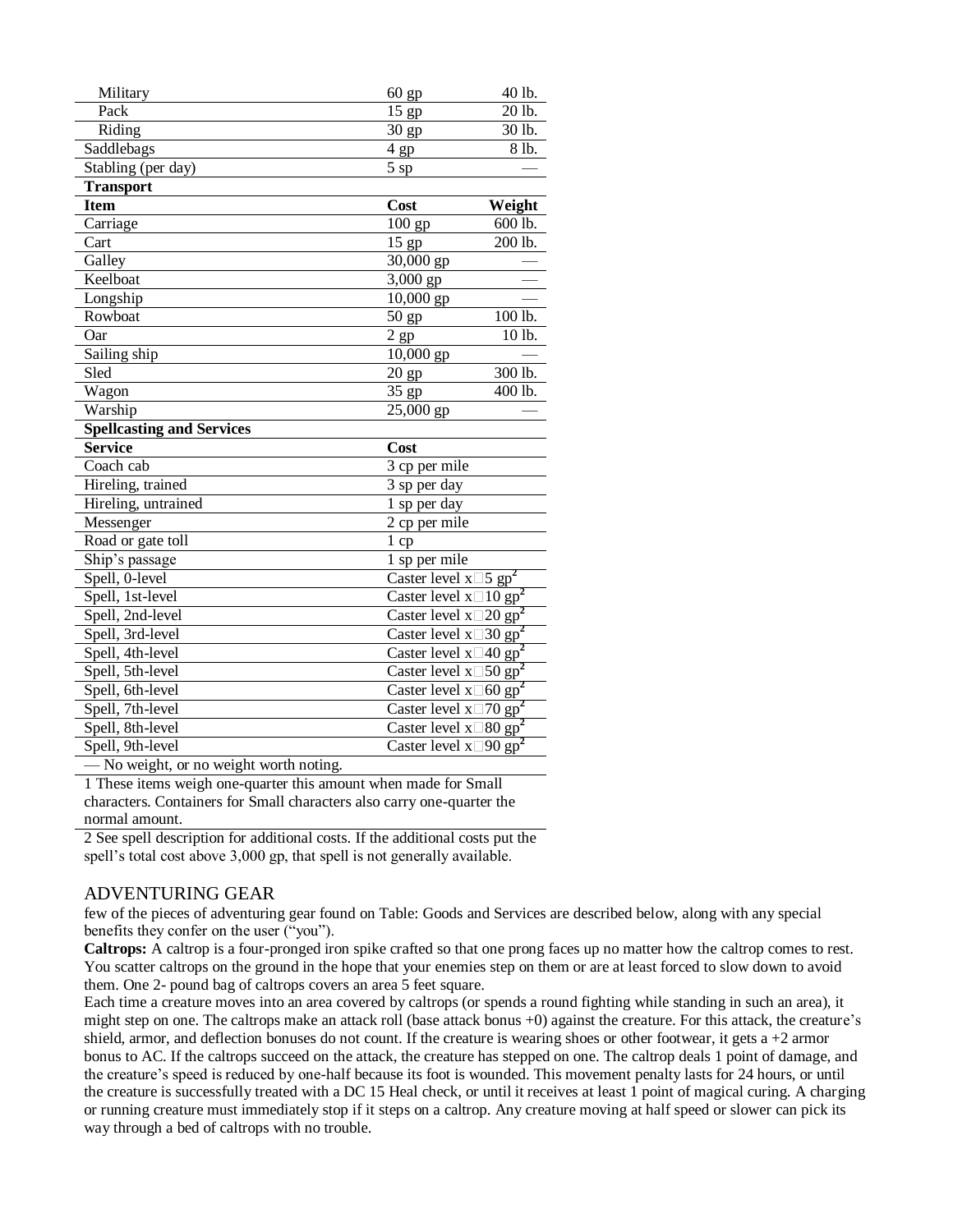| | | |
|---|---|---|
| Military | 60 gp | 40 lb. |
| Pack | 15 gp | 20 lb. |
| Riding | 30 gp | 30 lb. |
| Saddlebags | 4 gp | 8 lb. |
| Stabling (per day) | 5 sp | — |
| **Transport** | | |
| **Item** | **Cost** | **Weight** |
| Carriage | 100 gp | 600 lb. |
| Cart | 15 gp | 200 lb. |
| Galley | 30,000 gp | — |
| Keelboat | 3,000 gp | — |
| Longship | 10,000 gp | — |
| Rowboat | 50 gp | 100 lb. |
| Oar | 2 gp | 10 lb. |
| Sailing ship | 10,000 gp | — |
| Sled | 20 gp | 300 lb. |
| Wagon | 35 gp | 400 lb. |
| Warship | 25,000 gp | — |
| **Spellcasting and Services** | | |
| **Service** | **Cost** | |
| Coach cab | 3 cp per mile | |
| Hireling, trained | 3 sp per day | |
| Hireling, untrained | 1 sp per day | |
| Messenger | 2 cp per mile | |
| Road or gate toll | 1 cp | |
| Ship's passage | 1 sp per mile | |
| Spell, 0-level | Caster level x 5 gp[2] | |
| Spell, 1st-level | Caster level x 10 gp[2] | |
| Spell, 2nd-level | Caster level x 20 gp[2] | |
| Spell, 3rd-level | Caster level x 30 gp[2] | |
| Spell, 4th-level | Caster level x 40 gp[2] | |
| Spell, 5th-level | Caster level x 50 gp[2] | |
| Spell, 6th-level | Caster level x 60 gp[2] | |
| Spell, 7th-level | Caster level x 70 gp[2] | |
| Spell, 8th-level | Caster level x 80 gp[2] | |
| Spell, 9th-level | Caster level x 90 gp[2] | |

— No weight, or no weight worth noting.

1 These items weigh one-quarter this amount when made for Small characters. Containers for Small characters also carry one-quarter the normal amount.

2 See spell description for additional costs. If the additional costs put the spell's total cost above 3,000 gp, that spell is not generally available.

## ADVENTURING GEAR

few of the pieces of adventuring gear found on Table: Goods and Services are described below, along with any special benefits they confer on the user ("you").

**Caltrops:** A caltrop is a four-pronged iron spike crafted so that one prong faces up no matter how the caltrop comes to rest. You scatter caltrops on the ground in the hope that your enemies step on them or are at least forced to slow down to avoid them. One 2- pound bag of caltrops covers an area 5 feet square.

Each time a creature moves into an area covered by caltrops (or spends a round fighting while standing in such an area), it might step on one. The caltrops make an attack roll (base attack bonus +0) against the creature. For this attack, the creature's shield, armor, and deflection bonuses do not count. If the creature is wearing shoes or other footwear, it gets a +2 armor bonus to AC. If the caltrops succeed on the attack, the creature has stepped on one. The caltrop deals 1 point of damage, and the creature's speed is reduced by one-half because its foot is wounded. This movement penalty lasts for 24 hours, or until the creature is successfully treated with a DC 15 Heal check, or until it receives at least 1 point of magical curing. A charging or running creature must immediately stop if it steps on a caltrop. Any creature moving at half speed or slower can pick its way through a bed of caltrops with no trouble.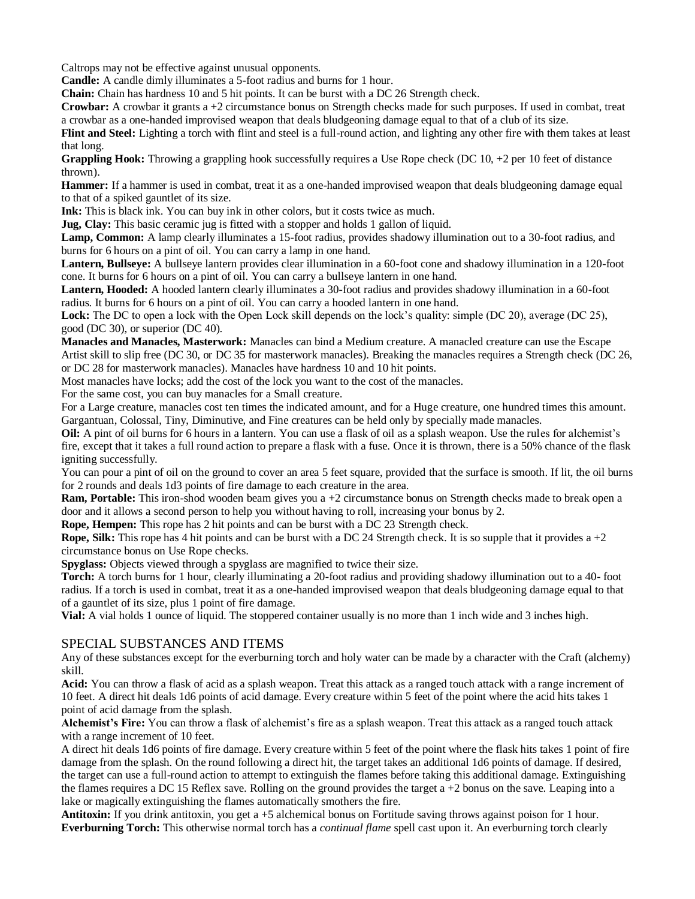Caltrops may not be effective against unusual opponents.

**Candle:** A candle dimly illuminates a 5-foot radius and burns for 1 hour.

**Chain:** Chain has hardness 10 and 5 hit points. It can be burst with a DC 26 Strength check.

**Crowbar:** A crowbar it grants a +2 circumstance bonus on Strength checks made for such purposes. If used in combat, treat a crowbar as a one-handed improvised weapon that deals bludgeoning damage equal to that of a club of its size.

**Flint and Steel:** Lighting a torch with flint and steel is a full-round action, and lighting any other fire with them takes at least that long.

**Grappling Hook:** Throwing a grappling hook successfully requires a Use Rope check (DC 10, +2 per 10 feet of distance thrown).

**Hammer:** If a hammer is used in combat, treat it as a one-handed improvised weapon that deals bludgeoning damage equal to that of a spiked gauntlet of its size.

**Ink:** This is black ink. You can buy ink in other colors, but it costs twice as much.

**Jug, Clay:** This basic ceramic jug is fitted with a stopper and holds 1 gallon of liquid.

**Lamp, Common:** A lamp clearly illuminates a 15-foot radius, provides shadowy illumination out to a 30-foot radius, and burns for 6 hours on a pint of oil. You can carry a lamp in one hand.

**Lantern, Bullseye:** A bullseye lantern provides clear illumination in a 60-foot cone and shadowy illumination in a 120-foot cone. It burns for 6 hours on a pint of oil. You can carry a bullseye lantern in one hand.

**Lantern, Hooded:** A hooded lantern clearly illuminates a 30-foot radius and provides shadowy illumination in a 60-foot radius. It burns for 6 hours on a pint of oil. You can carry a hooded lantern in one hand.

**Lock:** The DC to open a lock with the Open Lock skill depends on the lock's quality: simple (DC 20), average (DC 25), good (DC 30), or superior (DC 40).

**Manacles and Manacles, Masterwork:** Manacles can bind a Medium creature. A manacled creature can use the Escape Artist skill to slip free (DC 30, or DC 35 for masterwork manacles). Breaking the manacles requires a Strength check (DC 26, or DC 28 for masterwork manacles). Manacles have hardness 10 and 10 hit points.

Most manacles have locks; add the cost of the lock you want to the cost of the manacles.

For the same cost, you can buy manacles for a Small creature.

For a Large creature, manacles cost ten times the indicated amount, and for a Huge creature, one hundred times this amount. Gargantuan, Colossal, Tiny, Diminutive, and Fine creatures can be held only by specially made manacles.

**Oil:** A pint of oil burns for 6 hours in a lantern. You can use a flask of oil as a splash weapon. Use the rules for alchemist's fire, except that it takes a full round action to prepare a flask with a fuse. Once it is thrown, there is a 50% chance of the flask igniting successfully.

You can pour a pint of oil on the ground to cover an area 5 feet square, provided that the surface is smooth. If lit, the oil burns for 2 rounds and deals 1d3 points of fire damage to each creature in the area.

**Ram, Portable:** This iron-shod wooden beam gives you a +2 circumstance bonus on Strength checks made to break open a door and it allows a second person to help you without having to roll, increasing your bonus by 2.

**Rope, Hempen:** This rope has 2 hit points and can be burst with a DC 23 Strength check.

**Rope, Silk:** This rope has 4 hit points and can be burst with a DC 24 Strength check. It is so supple that it provides a +2 circumstance bonus on Use Rope checks.

**Spyglass:** Objects viewed through a spyglass are magnified to twice their size.

**Torch:** A torch burns for 1 hour, clearly illuminating a 20-foot radius and providing shadowy illumination out to a 40- foot radius. If a torch is used in combat, treat it as a one-handed improvised weapon that deals bludgeoning damage equal to that of a gauntlet of its size, plus 1 point of fire damage.

**Vial:** A vial holds 1 ounce of liquid. The stoppered container usually is no more than 1 inch wide and 3 inches high.

## SPECIAL SUBSTANCES AND ITEMS

Any of these substances except for the everburning torch and holy water can be made by a character with the Craft (alchemy) skill.

**Acid:** You can throw a flask of acid as a splash weapon. Treat this attack as a ranged touch attack with a range increment of 10 feet. A direct hit deals 1d6 points of acid damage. Every creature within 5 feet of the point where the acid hits takes 1 point of acid damage from the splash.

**Alchemist's Fire:** You can throw a flask of alchemist's fire as a splash weapon. Treat this attack as a ranged touch attack with a range increment of 10 feet.

A direct hit deals 1d6 points of fire damage. Every creature within 5 feet of the point where the flask hits takes 1 point of fire damage from the splash. On the round following a direct hit, the target takes an additional 1d6 points of damage. If desired, the target can use a full-round action to attempt to extinguish the flames before taking this additional damage. Extinguishing the flames requires a DC 15 Reflex save. Rolling on the ground provides the target a +2 bonus on the save. Leaping into a lake or magically extinguishing the flames automatically smothers the fire.

**Antitoxin:** If you drink antitoxin, you get a +5 alchemical bonus on Fortitude saving throws against poison for 1 hour.

**Everburning Torch:** This otherwise normal torch has a *continual flame* spell cast upon it. An everburning torch clearly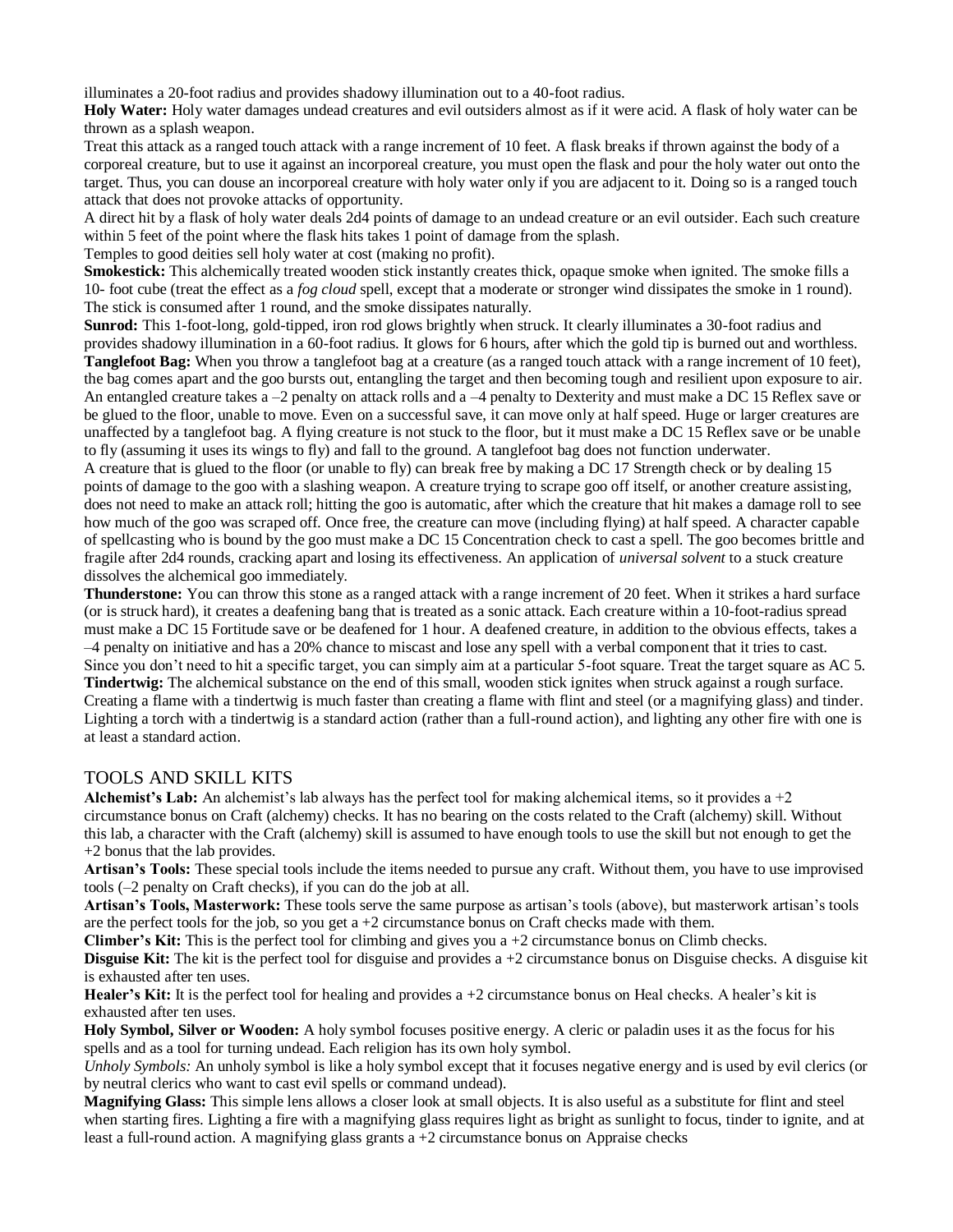illuminates a 20-foot radius and provides shadowy illumination out to a 40-foot radius.

**Holy Water:** Holy water damages undead creatures and evil outsiders almost as if it were acid. A flask of holy water can be thrown as a splash weapon.

Treat this attack as a ranged touch attack with a range increment of 10 feet. A flask breaks if thrown against the body of a corporeal creature, but to use it against an incorporeal creature, you must open the flask and pour the holy water out onto the target. Thus, you can douse an incorporeal creature with holy water only if you are adjacent to it. Doing so is a ranged touch attack that does not provoke attacks of opportunity.

A direct hit by a flask of holy water deals 2d4 points of damage to an undead creature or an evil outsider. Each such creature within 5 feet of the point where the flask hits takes 1 point of damage from the splash.

Temples to good deities sell holy water at cost (making no profit).

**Smokestick:** This alchemically treated wooden stick instantly creates thick, opaque smoke when ignited. The smoke fills a 10- foot cube (treat the effect as a *fog cloud* spell, except that a moderate or stronger wind dissipates the smoke in 1 round). The stick is consumed after 1 round, and the smoke dissipates naturally.

**Sunrod:** This 1-foot-long, gold-tipped, iron rod glows brightly when struck. It clearly illuminates a 30-foot radius and provides shadowy illumination in a 60-foot radius. It glows for 6 hours, after which the gold tip is burned out and worthless.

**Tanglefoot Bag:** When you throw a tanglefoot bag at a creature (as a ranged touch attack with a range increment of 10 feet), the bag comes apart and the goo bursts out, entangling the target and then becoming tough and resilient upon exposure to air. An entangled creature takes a –2 penalty on attack rolls and a –4 penalty to Dexterity and must make a DC 15 Reflex save or be glued to the floor, unable to move. Even on a successful save, it can move only at half speed. Huge or larger creatures are unaffected by a tanglefoot bag. A flying creature is not stuck to the floor, but it must make a DC 15 Reflex save or be unable to fly (assuming it uses its wings to fly) and fall to the ground. A tanglefoot bag does not function underwater.

A creature that is glued to the floor (or unable to fly) can break free by making a DC 17 Strength check or by dealing 15 points of damage to the goo with a slashing weapon. A creature trying to scrape goo off itself, or another creature assisting, does not need to make an attack roll; hitting the goo is automatic, after which the creature that hit makes a damage roll to see how much of the goo was scraped off. Once free, the creature can move (including flying) at half speed. A character capable of spellcasting who is bound by the goo must make a DC 15 Concentration check to cast a spell. The goo becomes brittle and fragile after 2d4 rounds, cracking apart and losing its effectiveness. An application of *universal solvent* to a stuck creature dissolves the alchemical goo immediately.

**Thunderstone:** You can throw this stone as a ranged attack with a range increment of 20 feet. When it strikes a hard surface (or is struck hard), it creates a deafening bang that is treated as a sonic attack. Each creature within a 10-foot-radius spread must make a DC 15 Fortitude save or be deafened for 1 hour. A deafened creature, in addition to the obvious effects, takes a –4 penalty on initiative and has a 20% chance to miscast and lose any spell with a verbal component that it tries to cast. Since you don't need to hit a specific target, you can simply aim at a particular 5-foot square. Treat the target square as AC 5.

**Tindertwig:** The alchemical substance on the end of this small, wooden stick ignites when struck against a rough surface. Creating a flame with a tindertwig is much faster than creating a flame with flint and steel (or a magnifying glass) and tinder. Lighting a torch with a tindertwig is a standard action (rather than a full-round action), and lighting any other fire with one is at least a standard action.

## TOOLS AND SKILL KITS

**Alchemist's Lab:** An alchemist's lab always has the perfect tool for making alchemical items, so it provides a +2 circumstance bonus on Craft (alchemy) checks. It has no bearing on the costs related to the Craft (alchemy) skill. Without this lab, a character with the Craft (alchemy) skill is assumed to have enough tools to use the skill but not enough to get the +2 bonus that the lab provides.

**Artisan's Tools:** These special tools include the items needed to pursue any craft. Without them, you have to use improvised tools (–2 penalty on Craft checks), if you can do the job at all.

**Artisan's Tools, Masterwork:** These tools serve the same purpose as artisan's tools (above), but masterwork artisan's tools are the perfect tools for the job, so you get a +2 circumstance bonus on Craft checks made with them.

**Climber's Kit:** This is the perfect tool for climbing and gives you a +2 circumstance bonus on Climb checks.

**Disguise Kit:** The kit is the perfect tool for disguise and provides a +2 circumstance bonus on Disguise checks. A disguise kit is exhausted after ten uses.

**Healer's Kit:** It is the perfect tool for healing and provides a +2 circumstance bonus on Heal checks. A healer's kit is exhausted after ten uses.

**Holy Symbol, Silver or Wooden:** A holy symbol focuses positive energy. A cleric or paladin uses it as the focus for his spells and as a tool for turning undead. Each religion has its own holy symbol.

*Unholy Symbols:* An unholy symbol is like a holy symbol except that it focuses negative energy and is used by evil clerics (or by neutral clerics who want to cast evil spells or command undead).

**Magnifying Glass:** This simple lens allows a closer look at small objects. It is also useful as a substitute for flint and steel when starting fires. Lighting a fire with a magnifying glass requires light as bright as sunlight to focus, tinder to ignite, and at least a full-round action. A magnifying glass grants a +2 circumstance bonus on Appraise checks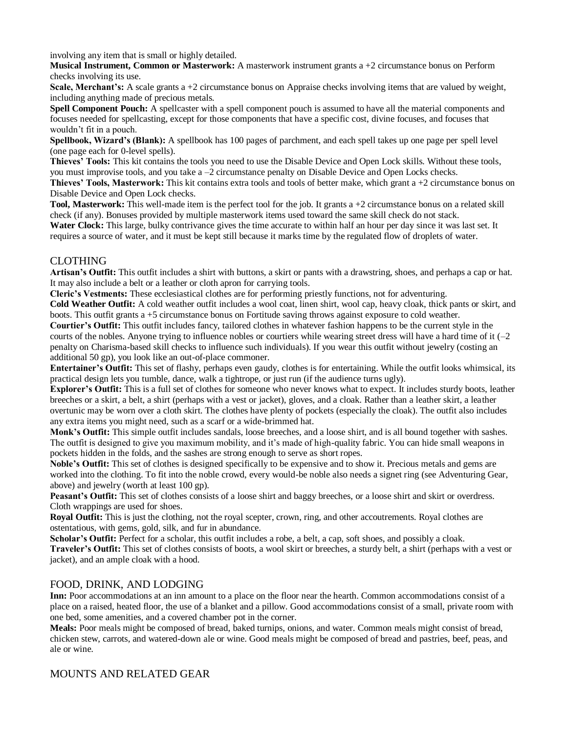involving any item that is small or highly detailed.

**Musical Instrument, Common or Masterwork:** A masterwork instrument grants a +2 circumstance bonus on Perform checks involving its use.

**Scale, Merchant's:** A scale grants a +2 circumstance bonus on Appraise checks involving items that are valued by weight, including anything made of precious metals.

**Spell Component Pouch:** A spellcaster with a spell component pouch is assumed to have all the material components and focuses needed for spellcasting, except for those components that have a specific cost, divine focuses, and focuses that wouldn't fit in a pouch.

**Spellbook, Wizard's (Blank):** A spellbook has 100 pages of parchment, and each spell takes up one page per spell level (one page each for 0-level spells).

**Thieves' Tools:** This kit contains the tools you need to use the Disable Device and Open Lock skills. Without these tools, you must improvise tools, and you take a –2 circumstance penalty on Disable Device and Open Locks checks.

**Thieves' Tools, Masterwork:** This kit contains extra tools and tools of better make, which grant a +2 circumstance bonus on Disable Device and Open Lock checks.

**Tool, Masterwork:** This well-made item is the perfect tool for the job. It grants a +2 circumstance bonus on a related skill check (if any). Bonuses provided by multiple masterwork items used toward the same skill check do not stack.

**Water Clock:** This large, bulky contrivance gives the time accurate to within half an hour per day since it was last set. It requires a source of water, and it must be kept still because it marks time by the regulated flow of droplets of water.

## CLOTHING

**Artisan's Outfit:** This outfit includes a shirt with buttons, a skirt or pants with a drawstring, shoes, and perhaps a cap or hat. It may also include a belt or a leather or cloth apron for carrying tools.

**Cleric's Vestments:** These ecclesiastical clothes are for performing priestly functions, not for adventuring.

**Cold Weather Outfit:** A cold weather outfit includes a wool coat, linen shirt, wool cap, heavy cloak, thick pants or skirt, and boots. This outfit grants a +5 circumstance bonus on Fortitude saving throws against exposure to cold weather.

**Courtier's Outfit:** This outfit includes fancy, tailored clothes in whatever fashion happens to be the current style in the courts of the nobles. Anyone trying to influence nobles or courtiers while wearing street dress will have a hard time of it (–2 penalty on Charisma-based skill checks to influence such individuals). If you wear this outfit without jewelry (costing an additional 50 gp), you look like an out-of-place commoner.

**Entertainer's Outfit:** This set of flashy, perhaps even gaudy, clothes is for entertaining. While the outfit looks whimsical, its practical design lets you tumble, dance, walk a tightrope, or just run (if the audience turns ugly).

**Explorer's Outfit:** This is a full set of clothes for someone who never knows what to expect. It includes sturdy boots, leather breeches or a skirt, a belt, a shirt (perhaps with a vest or jacket), gloves, and a cloak. Rather than a leather skirt, a leather overtunic may be worn over a cloth skirt. The clothes have plenty of pockets (especially the cloak). The outfit also includes any extra items you might need, such as a scarf or a wide-brimmed hat.

**Monk's Outfit:** This simple outfit includes sandals, loose breeches, and a loose shirt, and is all bound together with sashes. The outfit is designed to give you maximum mobility, and it's made of high-quality fabric. You can hide small weapons in pockets hidden in the folds, and the sashes are strong enough to serve as short ropes.

**Noble's Outfit:** This set of clothes is designed specifically to be expensive and to show it. Precious metals and gems are worked into the clothing. To fit into the noble crowd, every would-be noble also needs a signet ring (see Adventuring Gear, above) and jewelry (worth at least 100 gp).

**Peasant's Outfit:** This set of clothes consists of a loose shirt and baggy breeches, or a loose shirt and skirt or overdress. Cloth wrappings are used for shoes.

**Royal Outfit:** This is just the clothing, not the royal scepter, crown, ring, and other accoutrements. Royal clothes are ostentatious, with gems, gold, silk, and fur in abundance.

**Scholar's Outfit:** Perfect for a scholar, this outfit includes a robe, a belt, a cap, soft shoes, and possibly a cloak.

**Traveler's Outfit:** This set of clothes consists of boots, a wool skirt or breeches, a sturdy belt, a shirt (perhaps with a vest or jacket), and an ample cloak with a hood.

## FOOD, DRINK, AND LODGING

**Inn:** Poor accommodations at an inn amount to a place on the floor near the hearth. Common accommodations consist of a place on a raised, heated floor, the use of a blanket and a pillow. Good accommodations consist of a small, private room with one bed, some amenities, and a covered chamber pot in the corner.

**Meals:** Poor meals might be composed of bread, baked turnips, onions, and water. Common meals might consist of bread, chicken stew, carrots, and watered-down ale or wine. Good meals might be composed of bread and pastries, beef, peas, and ale or wine.

## MOUNTS AND RELATED GEAR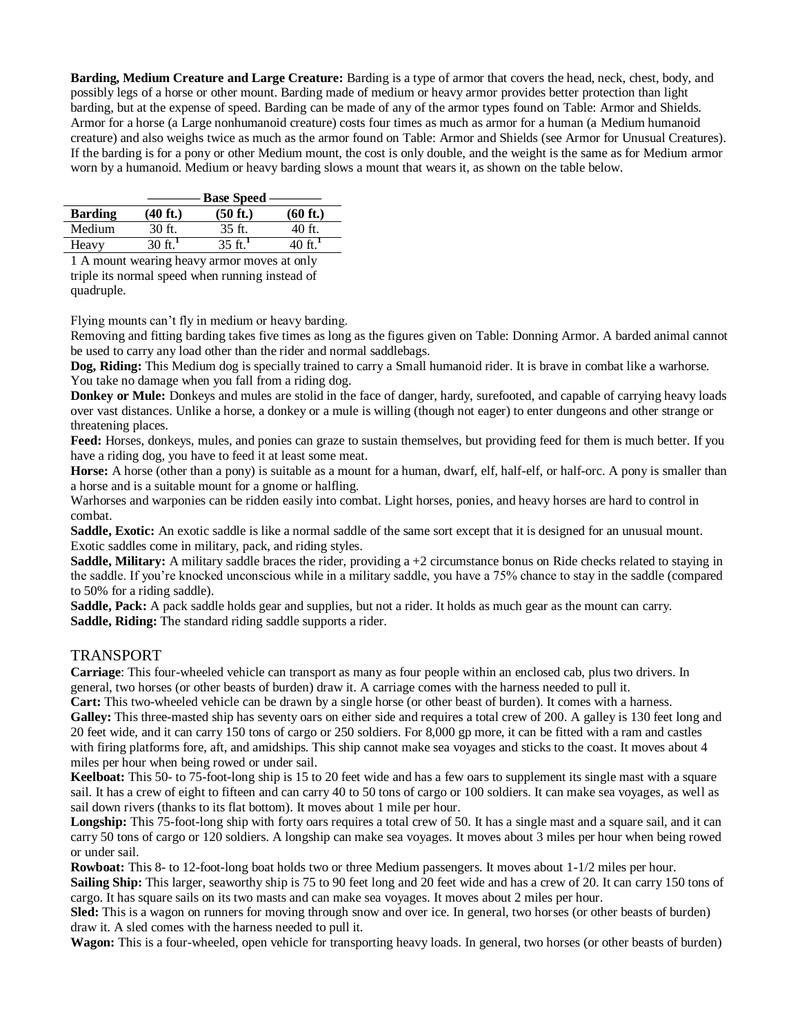**Barding, Medium Creature and Large Creature:** Barding is a type of armor that covers the head, neck, chest, body, and possibly legs of a horse or other mount. Barding made of medium or heavy armor provides better protection than light barding, but at the expense of speed. Barding can be made of any of the armor types found on Table: Armor and Shields. Armor for a horse (a Large nonhumanoid creature) costs four times as much as armor for a human (a Medium humanoid creature) and also weighs twice as much as the armor found on Table: Armor and Shields (see Armor for Unusual Creatures). If the barding is for a pony or other Medium mount, the cost is only double, and the weight is the same as for Medium armor worn by a humanoid. Medium or heavy barding slows a mount that wears it, as shown on the table below.

| | Base Speed | | |
|---|---|---|---|
| **Barding** | **(40 ft.)** | **(50 ft.)** | **(60 ft.)** |
| Medium | 30 ft. | 35 ft. | 40 ft. |
| Heavy | 30 ft.[1] | 35 ft.[1] | 40 ft.[1] |

1 A mount wearing heavy armor moves at only triple its normal speed when running instead of quadruple.

Flying mounts can't fly in medium or heavy barding.

Removing and fitting barding takes five times as long as the figures given on Table: Donning Armor. A barded animal cannot be used to carry any load other than the rider and normal saddlebags.

**Dog, Riding:** This Medium dog is specially trained to carry a Small humanoid rider. It is brave in combat like a warhorse. You take no damage when you fall from a riding dog.

**Donkey or Mule:** Donkeys and mules are stolid in the face of danger, hardy, surefooted, and capable of carrying heavy loads over vast distances. Unlike a horse, a donkey or a mule is willing (though not eager) to enter dungeons and other strange or threatening places.

**Feed:** Horses, donkeys, mules, and ponies can graze to sustain themselves, but providing feed for them is much better. If you have a riding dog, you have to feed it at least some meat.

**Horse:** A horse (other than a pony) is suitable as a mount for a human, dwarf, elf, half-elf, or half-orc. A pony is smaller than a horse and is a suitable mount for a gnome or halfling.

Warhorses and warponies can be ridden easily into combat. Light horses, ponies, and heavy horses are hard to control in combat.

**Saddle, Exotic:** An exotic saddle is like a normal saddle of the same sort except that it is designed for an unusual mount. Exotic saddles come in military, pack, and riding styles.

**Saddle, Military:** A military saddle braces the rider, providing a +2 circumstance bonus on Ride checks related to staying in the saddle. If you're knocked unconscious while in a military saddle, you have a 75% chance to stay in the saddle (compared to 50% for a riding saddle).

**Saddle, Pack:** A pack saddle holds gear and supplies, but not a rider. It holds as much gear as the mount can carry.

**Saddle, Riding:** The standard riding saddle supports a rider.

## TRANSPORT

**Carriage**: This four-wheeled vehicle can transport as many as four people within an enclosed cab, plus two drivers. In general, two horses (or other beasts of burden) draw it. A carriage comes with the harness needed to pull it.

**Cart:** This two-wheeled vehicle can be drawn by a single horse (or other beast of burden). It comes with a harness.

**Galley:** This three-masted ship has seventy oars on either side and requires a total crew of 200. A galley is 130 feet long and 20 feet wide, and it can carry 150 tons of cargo or 250 soldiers. For 8,000 gp more, it can be fitted with a ram and castles with firing platforms fore, aft, and amidships. This ship cannot make sea voyages and sticks to the coast. It moves about 4 miles per hour when being rowed or under sail.

**Keelboat:** This 50- to 75-foot-long ship is 15 to 20 feet wide and has a few oars to supplement its single mast with a square sail. It has a crew of eight to fifteen and can carry 40 to 50 tons of cargo or 100 soldiers. It can make sea voyages, as well as sail down rivers (thanks to its flat bottom). It moves about 1 mile per hour.

**Longship:** This 75-foot-long ship with forty oars requires a total crew of 50. It has a single mast and a square sail, and it can carry 50 tons of cargo or 120 soldiers. A longship can make sea voyages. It moves about 3 miles per hour when being rowed or under sail.

**Rowboat:** This 8- to 12-foot-long boat holds two or three Medium passengers. It moves about 1-1/2 miles per hour.

**Sailing Ship:** This larger, seaworthy ship is 75 to 90 feet long and 20 feet wide and has a crew of 20. It can carry 150 tons of cargo. It has square sails on its two masts and can make sea voyages. It moves about 2 miles per hour.

**Sled:** This is a wagon on runners for moving through snow and over ice. In general, two horses (or other beasts of burden) draw it. A sled comes with the harness needed to pull it.

**Wagon:** This is a four-wheeled, open vehicle for transporting heavy loads. In general, two horses (or other beasts of burden)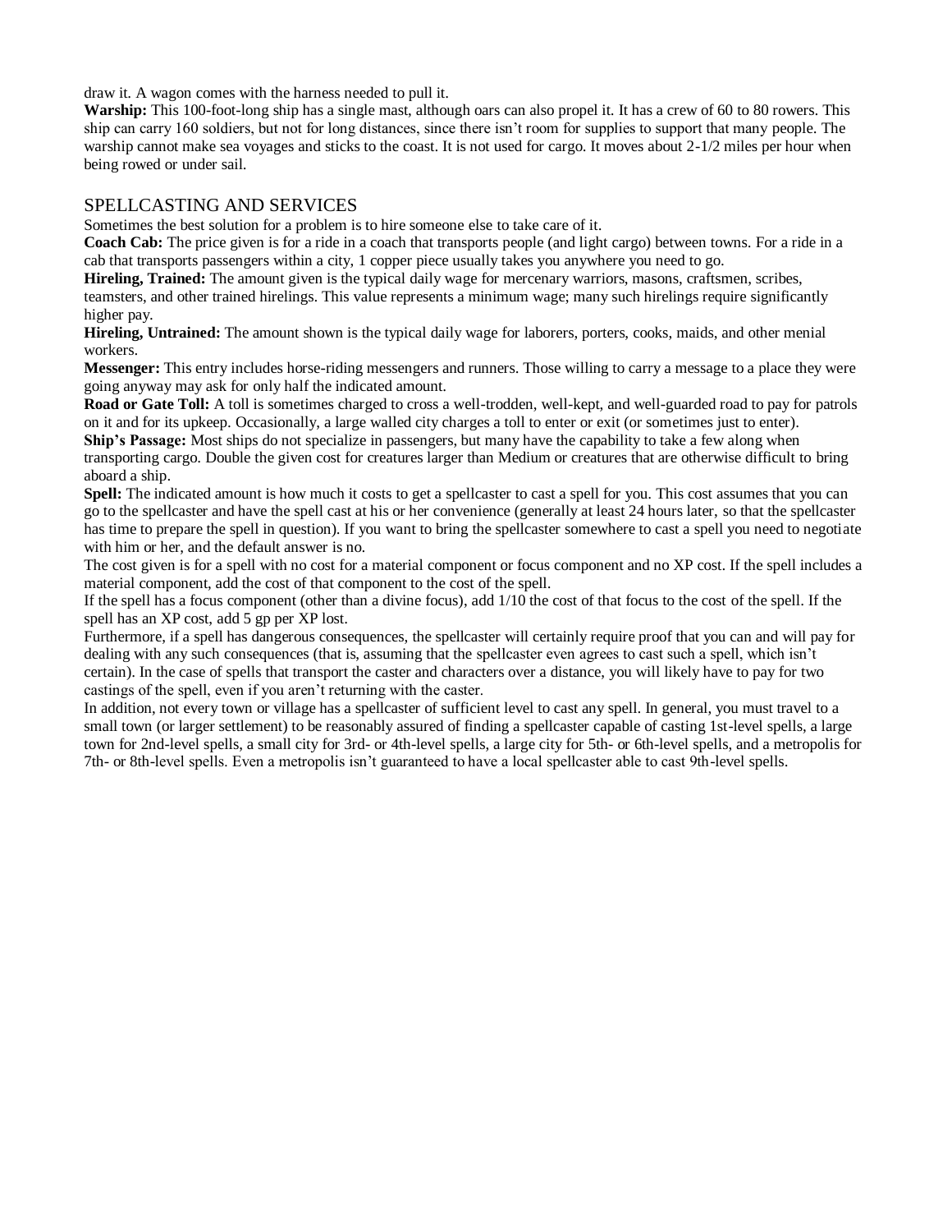draw it. A wagon comes with the harness needed to pull it.

**Warship:** This 100-foot-long ship has a single mast, although oars can also propel it. It has a crew of 60 to 80 rowers. This ship can carry 160 soldiers, but not for long distances, since there isn't room for supplies to support that many people. The warship cannot make sea voyages and sticks to the coast. It is not used for cargo. It moves about 2-1/2 miles per hour when being rowed or under sail.

## SPELLCASTING AND SERVICES

Sometimes the best solution for a problem is to hire someone else to take care of it.

**Coach Cab:** The price given is for a ride in a coach that transports people (and light cargo) between towns. For a ride in a cab that transports passengers within a city, 1 copper piece usually takes you anywhere you need to go.

**Hireling, Trained:** The amount given is the typical daily wage for mercenary warriors, masons, craftsmen, scribes, teamsters, and other trained hirelings. This value represents a minimum wage; many such hirelings require significantly higher pay.

**Hireling, Untrained:** The amount shown is the typical daily wage for laborers, porters, cooks, maids, and other menial workers.

**Messenger:** This entry includes horse-riding messengers and runners. Those willing to carry a message to a place they were going anyway may ask for only half the indicated amount.

**Road or Gate Toll:** A toll is sometimes charged to cross a well-trodden, well-kept, and well-guarded road to pay for patrols on it and for its upkeep. Occasionally, a large walled city charges a toll to enter or exit (or sometimes just to enter).

**Ship's Passage:** Most ships do not specialize in passengers, but many have the capability to take a few along when transporting cargo. Double the given cost for creatures larger than Medium or creatures that are otherwise difficult to bring aboard a ship.

**Spell:** The indicated amount is how much it costs to get a spellcaster to cast a spell for you. This cost assumes that you can go to the spellcaster and have the spell cast at his or her convenience (generally at least 24 hours later, so that the spellcaster has time to prepare the spell in question). If you want to bring the spellcaster somewhere to cast a spell you need to negotiate with him or her, and the default answer is no.

The cost given is for a spell with no cost for a material component or focus component and no XP cost. If the spell includes a material component, add the cost of that component to the cost of the spell.

If the spell has a focus component (other than a divine focus), add 1/10 the cost of that focus to the cost of the spell. If the spell has an XP cost, add 5 gp per XP lost.

Furthermore, if a spell has dangerous consequences, the spellcaster will certainly require proof that you can and will pay for dealing with any such consequences (that is, assuming that the spellcaster even agrees to cast such a spell, which isn't certain). In the case of spells that transport the caster and characters over a distance, you will likely have to pay for two castings of the spell, even if you aren't returning with the caster.

In addition, not every town or village has a spellcaster of sufficient level to cast any spell. In general, you must travel to a small town (or larger settlement) to be reasonably assured of finding a spellcaster capable of casting 1st-level spells, a large town for 2nd-level spells, a small city for 3rd- or 4th-level spells, a large city for 5th- or 6th-level spells, and a metropolis for 7th- or 8th-level spells. Even a metropolis isn't guaranteed to have a local spellcaster able to cast 9th-level spells.